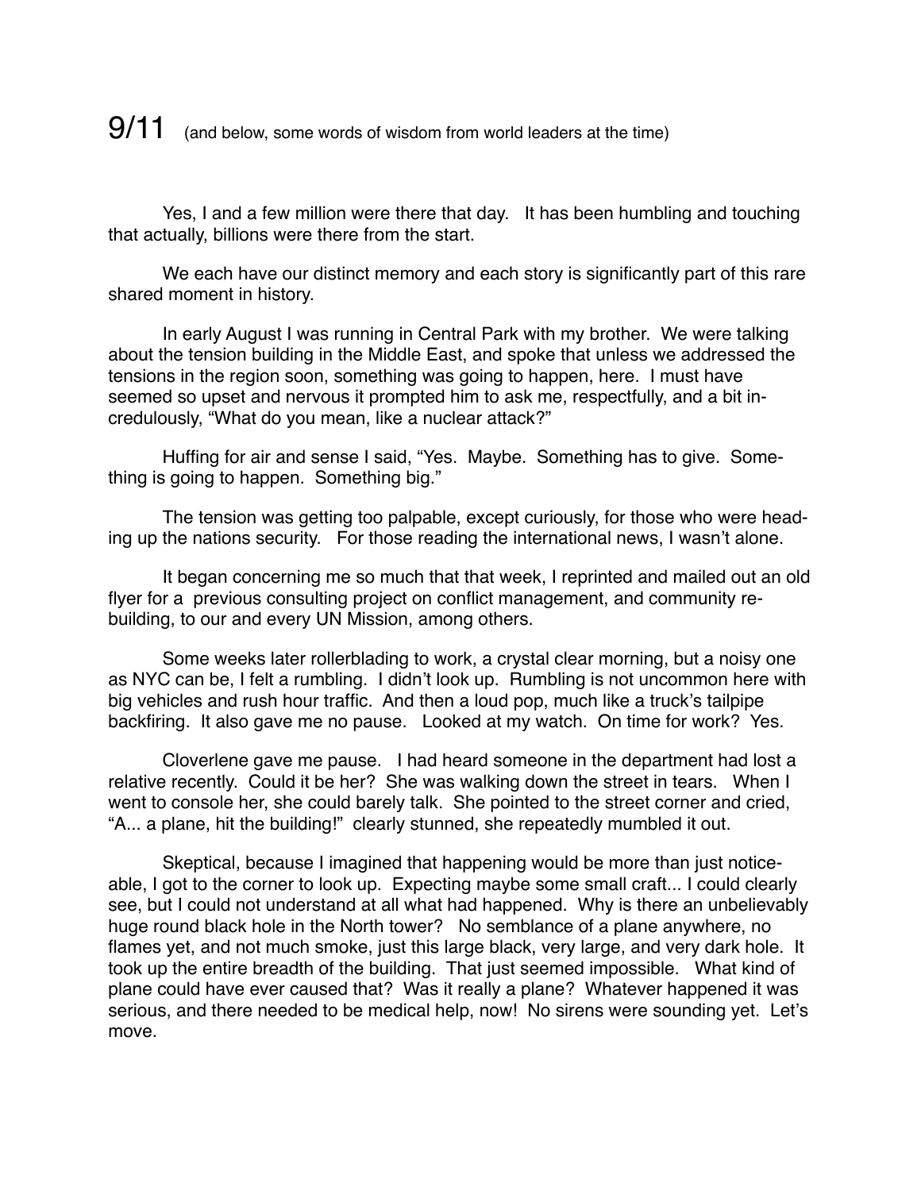# 9/11 (and below, some words of wisdom from world leaders at the time)

Yes, I and a few million were there that day. It has been humbling and touching that actually, billions were there from the start.

We each have our distinct memory and each story is significantly part of this rare shared moment in history.

In early August I was running in Central Park with my brother. We were talking about the tension building in the Middle East, and spoke that unless we addressed the tensions in the region soon, something was going to happen, here. I must have seemed so upset and nervous it prompted him to ask me, respectfully, and a bit incredulously, "What do you mean, like a nuclear attack?"

Huffing for air and sense I said, "Yes. Maybe. Something has to give. Something is going to happen. Something big."

The tension was getting too palpable, except curiously, for those who were heading up the nations security. For those reading the international news, I wasn't alone.

It began concerning me so much that that week, I reprinted and mailed out an old flyer for a previous consulting project on conflict management, and community rebuilding, to our and every UN Mission, among others.

Some weeks later rollerblading to work, a crystal clear morning, but a noisy one as NYC can be, I felt a rumbling. I didn't look up. Rumbling is not uncommon here with big vehicles and rush hour traffic. And then a loud pop, much like a truck's tailpipe backfiring. It also gave me no pause. Looked at my watch. On time for work? Yes.

Cloverlene gave me pause. I had heard someone in the department had lost a relative recently. Could it be her? She was walking down the street in tears. When I went to console her, she could barely talk. She pointed to the street corner and cried, "A... a plane, hit the building!" clearly stunned, she repeatedly mumbled it out.

Skeptical, because I imagined that happening would be more than just noticeable, I got to the corner to look up. Expecting maybe some small craft... I could clearly see, but I could not understand at all what had happened. Why is there an unbelievably huge round black hole in the North tower? No semblance of a plane anywhere, no flames yet, and not much smoke, just this large black, very large, and very dark hole. It took up the entire breadth of the building. That just seemed impossible. What kind of plane could have ever caused that? Was it really a plane? Whatever happened it was serious, and there needed to be medical help, now! No sirens were sounding yet. Let's move.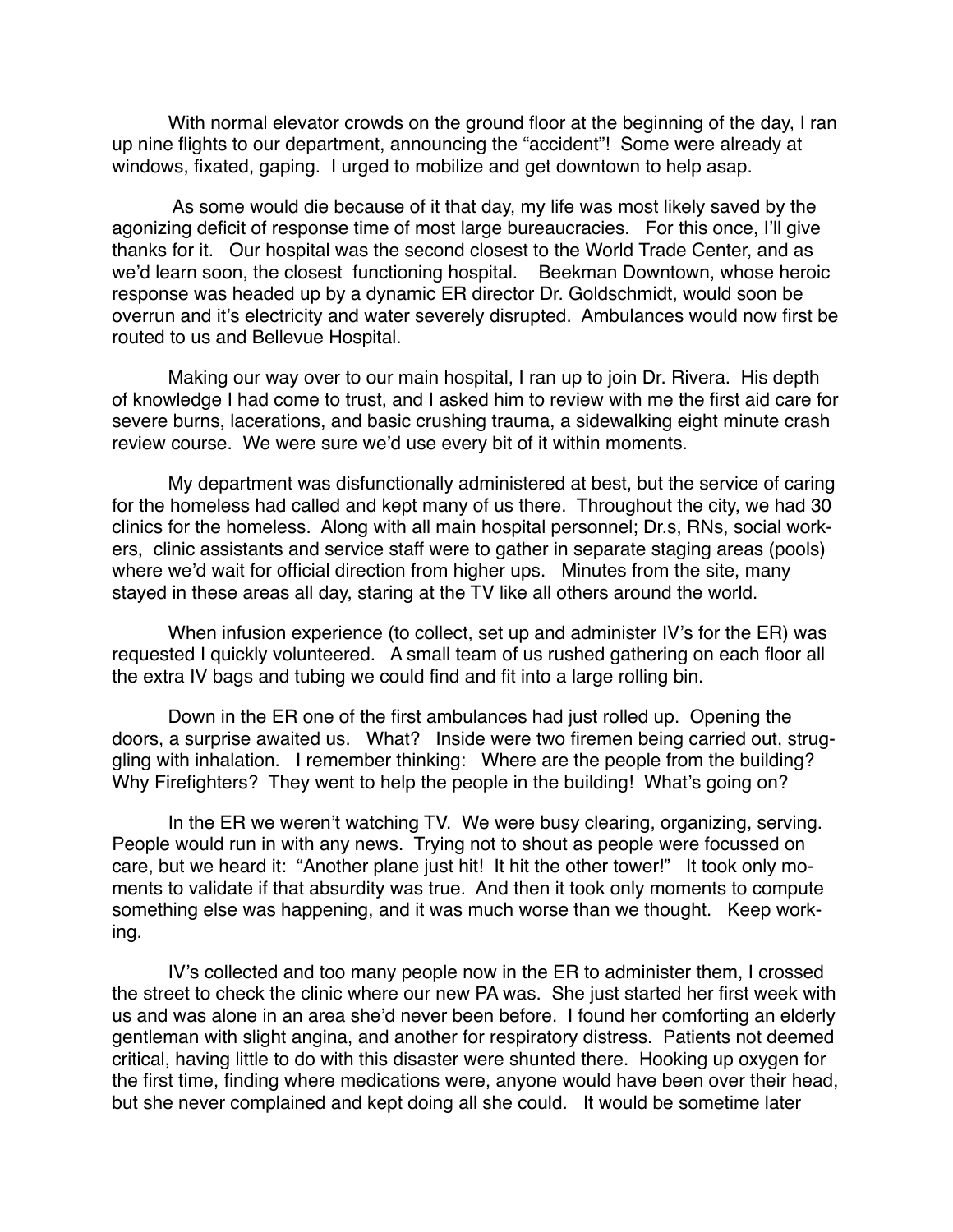With normal elevator crowds on the ground floor at the beginning of the day, I ran up nine flights to our department, announcing the "accident"! Some were already at windows, fixated, gaping. I urged to mobilize and get downtown to help asap.

As some would die because of it that day, my life was most likely saved by the agonizing deficit of response time of most large bureaucracies. For this once, I'll give thanks for it. Our hospital was the second closest to the World Trade Center, and as we'd learn soon, the closest functioning hospital. Beekman Downtown, whose heroic response was headed up by a dynamic ER director Dr. Goldschmidt, would soon be overrun and it's electricity and water severely disrupted. Ambulances would now first be routed to us and Bellevue Hospital.

Making our way over to our main hospital, I ran up to join Dr. Rivera. His depth of knowledge I had come to trust, and I asked him to review with me the first aid care for severe burns, lacerations, and basic crushing trauma, a sidewalking eight minute crash review course. We were sure we'd use every bit of it within moments.

My department was disfunctionally administered at best, but the service of caring for the homeless had called and kept many of us there. Throughout the city, we had 30 clinics for the homeless. Along with all main hospital personnel; Dr.s, RNs, social workers, clinic assistants and service staff were to gather in separate staging areas (pools) where we'd wait for official direction from higher ups. Minutes from the site, many stayed in these areas all day, staring at the TV like all others around the world.

When infusion experience (to collect, set up and administer IV's for the ER) was requested I quickly volunteered. A small team of us rushed gathering on each floor all the extra IV bags and tubing we could find and fit into a large rolling bin.

Down in the ER one of the first ambulances had just rolled up. Opening the doors, a surprise awaited us. What? Inside were two firemen being carried out, struggling with inhalation. I remember thinking: Where are the people from the building? Why Firefighters? They went to help the people in the building! What's going on?

In the ER we weren't watching TV. We were busy clearing, organizing, serving. People would run in with any news. Trying not to shout as people were focussed on care, but we heard it: "Another plane just hit! It hit the other tower!" It took only moments to validate if that absurdity was true. And then it took only moments to compute something else was happening, and it was much worse than we thought. Keep working.

IV's collected and too many people now in the ER to administer them, I crossed the street to check the clinic where our new PA was. She just started her first week with us and was alone in an area she'd never been before. I found her comforting an elderly gentleman with slight angina, and another for respiratory distress. Patients not deemed critical, having little to do with this disaster were shunted there. Hooking up oxygen for the first time, finding where medications were, anyone would have been over their head, but she never complained and kept doing all she could. It would be sometime later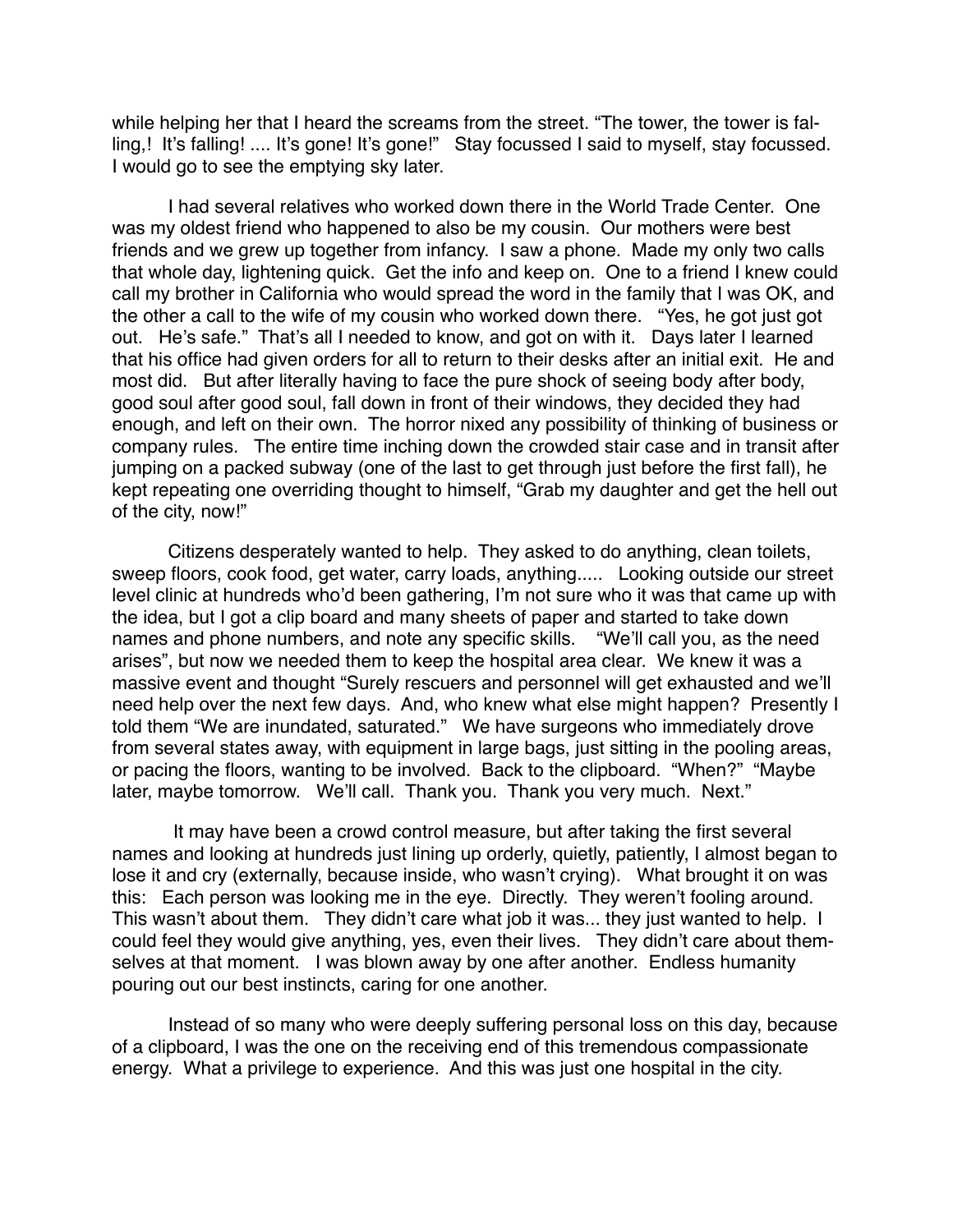while helping her that I heard the screams from the street. “The tower, the tower is falling,! It’s falling! .... It’s gone! It’s gone!” Stay focussed I said to myself, stay focussed. I would go to see the emptying sky later.

I had several relatives who worked down there in the World Trade Center. One was my oldest friend who happened to also be my cousin. Our mothers were best friends and we grew up together from infancy. I saw a phone. Made my only two calls that whole day, lightening quick. Get the info and keep on. One to a friend I knew could call my brother in California who would spread the word in the family that I was OK, and the other a call to the wife of my cousin who worked down there. “Yes, he got just got out. He’s safe.” That’s all I needed to know, and got on with it. Days later I learned that his office had given orders for all to return to their desks after an initial exit. He and most did. But after literally having to face the pure shock of seeing body after body, good soul after good soul, fall down in front of their windows, they decided they had enough, and left on their own. The horror nixed any possibility of thinking of business or company rules. The entire time inching down the crowded stair case and in transit after jumping on a packed subway (one of the last to get through just before the first fall), he kept repeating one overriding thought to himself, “Grab my daughter and get the hell out of the city, now!”

Citizens desperately wanted to help. They asked to do anything, clean toilets, sweep floors, cook food, get water, carry loads, anything..... Looking outside our street level clinic at hundreds who’d been gathering, I’m not sure who it was that came up with the idea, but I got a clip board and many sheets of paper and started to take down names and phone numbers, and note any specific skills. “We’ll call you, as the need arises”, but now we needed them to keep the hospital area clear. We knew it was a massive event and thought “Surely rescuers and personnel will get exhausted and we’ll need help over the next few days. And, who knew what else might happen? Presently I told them “We are inundated, saturated.” We have surgeons who immediately drove from several states away, with equipment in large bags, just sitting in the pooling areas, or pacing the floors, wanting to be involved. Back to the clipboard. “When?” “Maybe later, maybe tomorrow. We’ll call. Thank you. Thank you very much. Next.”

It may have been a crowd control measure, but after taking the first several names and looking at hundreds just lining up orderly, quietly, patiently, I almost began to lose it and cry (externally, because inside, who wasn’t crying). What brought it on was this: Each person was looking me in the eye. Directly. They weren’t fooling around. This wasn’t about them. They didn’t care what job it was... they just wanted to help. I could feel they would give anything, yes, even their lives. They didn’t care about themselves at that moment. I was blown away by one after another. Endless humanity pouring out our best instincts, caring for one another.

Instead of so many who were deeply suffering personal loss on this day, because of a clipboard, I was the one on the receiving end of this tremendous compassionate energy. What a privilege to experience. And this was just one hospital in the city.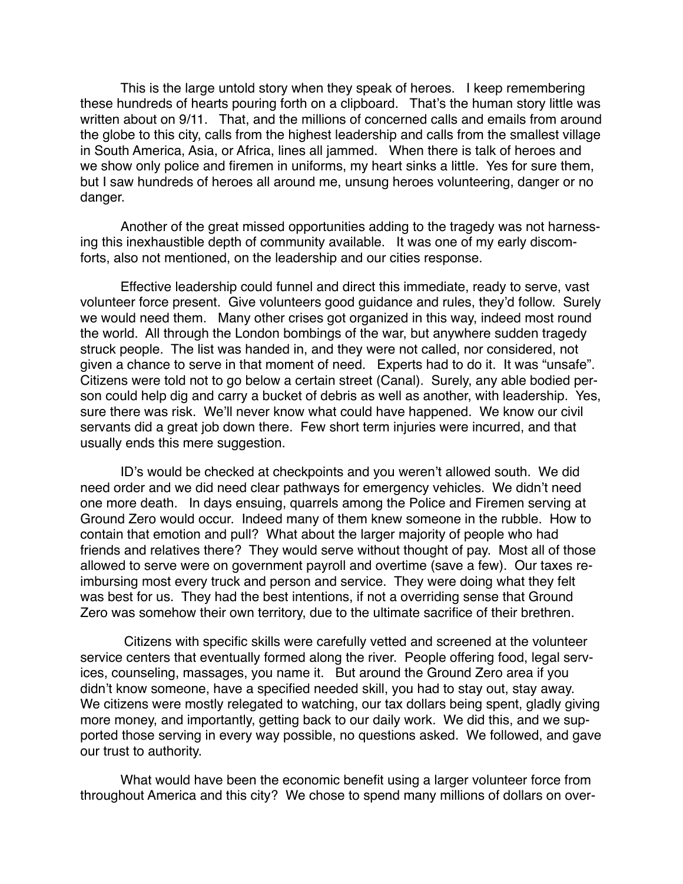This is the large untold story when they speak of heroes. I keep remembering these hundreds of hearts pouring forth on a clipboard. That's the human story little was written about on 9/11. That, and the millions of concerned calls and emails from around the globe to this city, calls from the highest leadership and calls from the smallest village in South America, Asia, or Africa, lines all jammed. When there is talk of heroes and we show only police and firemen in uniforms, my heart sinks a little. Yes for sure them, but I saw hundreds of heroes all around me, unsung heroes volunteering, danger or no danger.

Another of the great missed opportunities adding to the tragedy was not harnessing this inexhaustible depth of community available. It was one of my early discomforts, also not mentioned, on the leadership and our cities response.

Effective leadership could funnel and direct this immediate, ready to serve, vast volunteer force present. Give volunteers good guidance and rules, they'd follow. Surely we would need them. Many other crises got organized in this way, indeed most round the world. All through the London bombings of the war, but anywhere sudden tragedy struck people. The list was handed in, and they were not called, nor considered, not given a chance to serve in that moment of need. Experts had to do it. It was "unsafe". Citizens were told not to go below a certain street (Canal). Surely, any able bodied person could help dig and carry a bucket of debris as well as another, with leadership. Yes, sure there was risk. We'll never know what could have happened. We know our civil servants did a great job down there. Few short term injuries were incurred, and that usually ends this mere suggestion.

ID's would be checked at checkpoints and you weren't allowed south. We did need order and we did need clear pathways for emergency vehicles. We didn't need one more death. In days ensuing, quarrels among the Police and Firemen serving at Ground Zero would occur. Indeed many of them knew someone in the rubble. How to contain that emotion and pull? What about the larger majority of people who had friends and relatives there? They would serve without thought of pay. Most all of those allowed to serve were on government payroll and overtime (save a few). Our taxes reimbursing most every truck and person and service. They were doing what they felt was best for us. They had the best intentions, if not a overriding sense that Ground Zero was somehow their own territory, due to the ultimate sacrifice of their brethren.

Citizens with specific skills were carefully vetted and screened at the volunteer service centers that eventually formed along the river. People offering food, legal services, counseling, massages, you name it. But around the Ground Zero area if you didn't know someone, have a specified needed skill, you had to stay out, stay away. We citizens were mostly relegated to watching, our tax dollars being spent, gladly giving more money, and importantly, getting back to our daily work. We did this, and we supported those serving in every way possible, no questions asked. We followed, and gave our trust to authority.

What would have been the economic benefit using a larger volunteer force from throughout America and this city? We chose to spend many millions of dollars on over-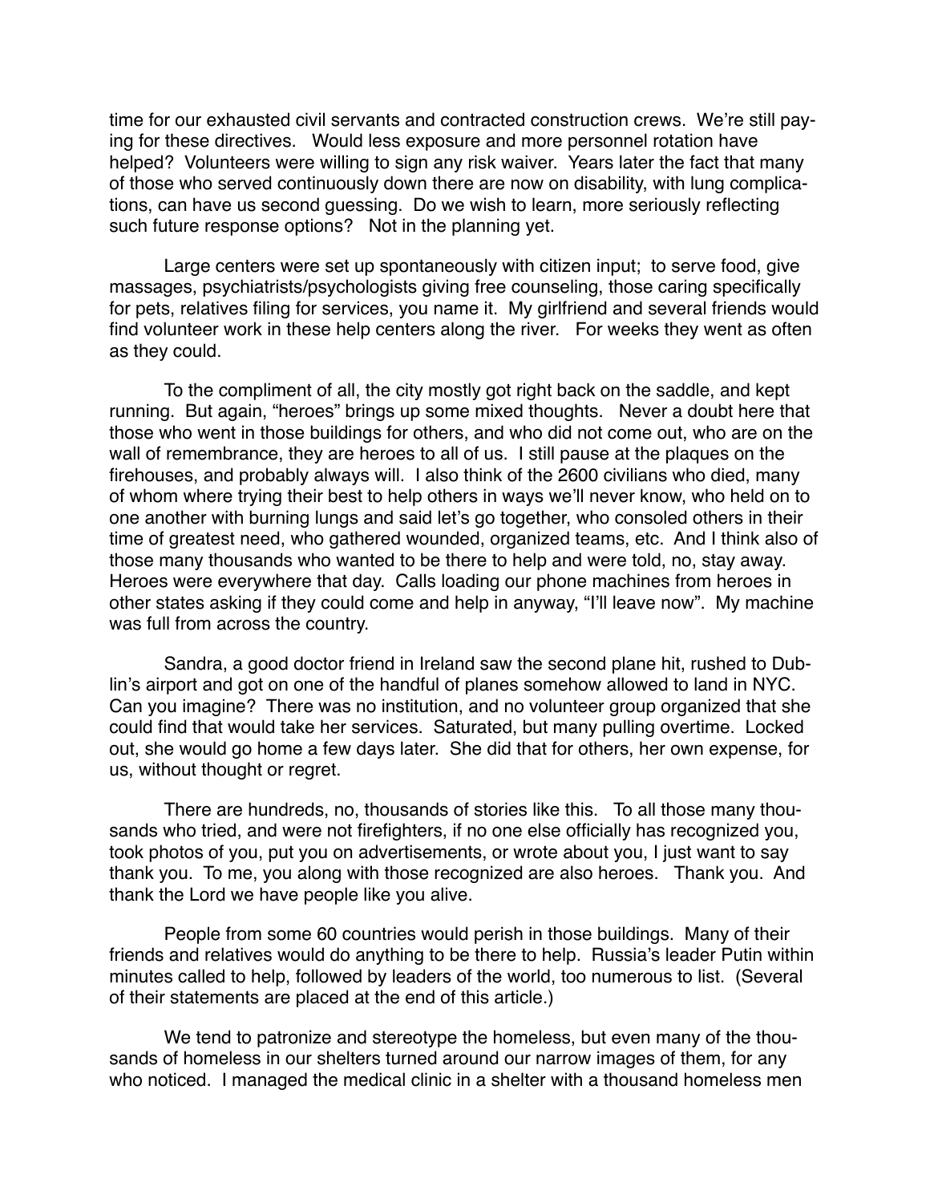time for our exhausted civil servants and contracted construction crews. We're still paying for these directives. Would less exposure and more personnel rotation have helped? Volunteers were willing to sign any risk waiver. Years later the fact that many of those who served continuously down there are now on disability, with lung complications, can have us second guessing. Do we wish to learn, more seriously reflecting such future response options? Not in the planning yet.

Large centers were set up spontaneously with citizen input; to serve food, give massages, psychiatrists/psychologists giving free counseling, those caring specifically for pets, relatives filing for services, you name it. My girlfriend and several friends would find volunteer work in these help centers along the river. For weeks they went as often as they could.

To the compliment of all, the city mostly got right back on the saddle, and kept running. But again, "heroes" brings up some mixed thoughts. Never a doubt here that those who went in those buildings for others, and who did not come out, who are on the wall of remembrance, they are heroes to all of us. I still pause at the plaques on the firehouses, and probably always will. I also think of the 2600 civilians who died, many of whom where trying their best to help others in ways we'll never know, who held on to one another with burning lungs and said let's go together, who consoled others in their time of greatest need, who gathered wounded, organized teams, etc. And I think also of those many thousands who wanted to be there to help and were told, no, stay away. Heroes were everywhere that day. Calls loading our phone machines from heroes in other states asking if they could come and help in anyway, "I'll leave now". My machine was full from across the country.

Sandra, a good doctor friend in Ireland saw the second plane hit, rushed to Dublin's airport and got on one of the handful of planes somehow allowed to land in NYC. Can you imagine? There was no institution, and no volunteer group organized that she could find that would take her services. Saturated, but many pulling overtime. Locked out, she would go home a few days later. She did that for others, her own expense, for us, without thought or regret.

There are hundreds, no, thousands of stories like this. To all those many thousands who tried, and were not firefighters, if no one else officially has recognized you, took photos of you, put you on advertisements, or wrote about you, I just want to say thank you. To me, you along with those recognized are also heroes. Thank you. And thank the Lord we have people like you alive.

People from some 60 countries would perish in those buildings. Many of their friends and relatives would do anything to be there to help. Russia's leader Putin within minutes called to help, followed by leaders of the world, too numerous to list. (Several of their statements are placed at the end of this article.)

We tend to patronize and stereotype the homeless, but even many of the thousands of homeless in our shelters turned around our narrow images of them, for any who noticed. I managed the medical clinic in a shelter with a thousand homeless men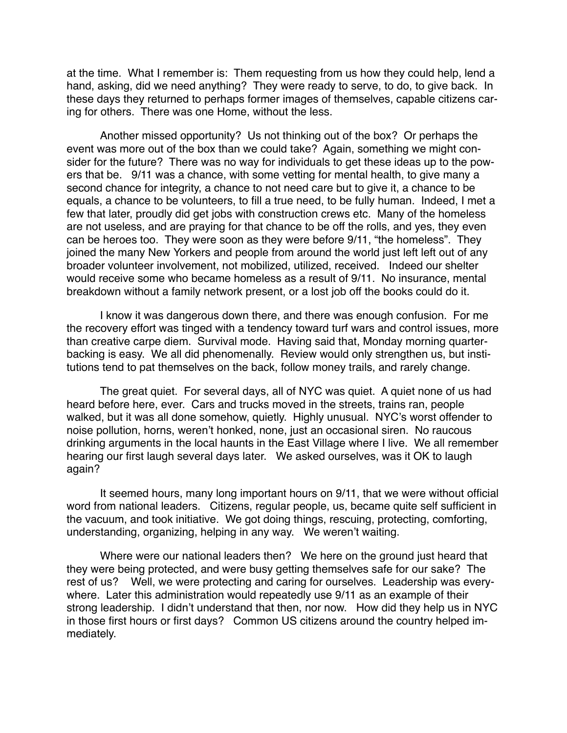at the time. What I remember is: Them requesting from us how they could help, lend a hand, asking, did we need anything? They were ready to serve, to do, to give back. In these days they returned to perhaps former images of themselves, capable citizens caring for others. There was one Home, without the less.

Another missed opportunity? Us not thinking out of the box? Or perhaps the event was more out of the box than we could take? Again, something we might consider for the future? There was no way for individuals to get these ideas up to the powers that be. 9/11 was a chance, with some vetting for mental health, to give many a second chance for integrity, a chance to not need care but to give it, a chance to be equals, a chance to be volunteers, to fill a true need, to be fully human. Indeed, I met a few that later, proudly did get jobs with construction crews etc. Many of the homeless are not useless, and are praying for that chance to be off the rolls, and yes, they even can be heroes too. They were soon as they were before 9/11, "the homeless". They joined the many New Yorkers and people from around the world just left left out of any broader volunteer involvement, not mobilized, utilized, received. Indeed our shelter would receive some who became homeless as a result of 9/11. No insurance, mental breakdown without a family network present, or a lost job off the books could do it.

I know it was dangerous down there, and there was enough confusion. For me the recovery effort was tinged with a tendency toward turf wars and control issues, more than creative carpe diem. Survival mode. Having said that, Monday morning quarterbacking is easy. We all did phenomenally. Review would only strengthen us, but institutions tend to pat themselves on the back, follow money trails, and rarely change.

The great quiet. For several days, all of NYC was quiet. A quiet none of us had heard before here, ever. Cars and trucks moved in the streets, trains ran, people walked, but it was all done somehow, quietly. Highly unusual. NYC's worst offender to noise pollution, horns, weren't honked, none, just an occasional siren. No raucous drinking arguments in the local haunts in the East Village where I live. We all remember hearing our first laugh several days later. We asked ourselves, was it OK to laugh again?

It seemed hours, many long important hours on 9/11, that we were without official word from national leaders. Citizens, regular people, us, became quite self sufficient in the vacuum, and took initiative. We got doing things, rescuing, protecting, comforting, understanding, organizing, helping in any way. We weren't waiting.

Where were our national leaders then? We here on the ground just heard that they were being protected, and were busy getting themselves safe for our sake? The rest of us? Well, we were protecting and caring for ourselves. Leadership was everywhere. Later this administration would repeatedly use 9/11 as an example of their strong leadership. I didn't understand that then, nor now. How did they help us in NYC in those first hours or first days? Common US citizens around the country helped immediately.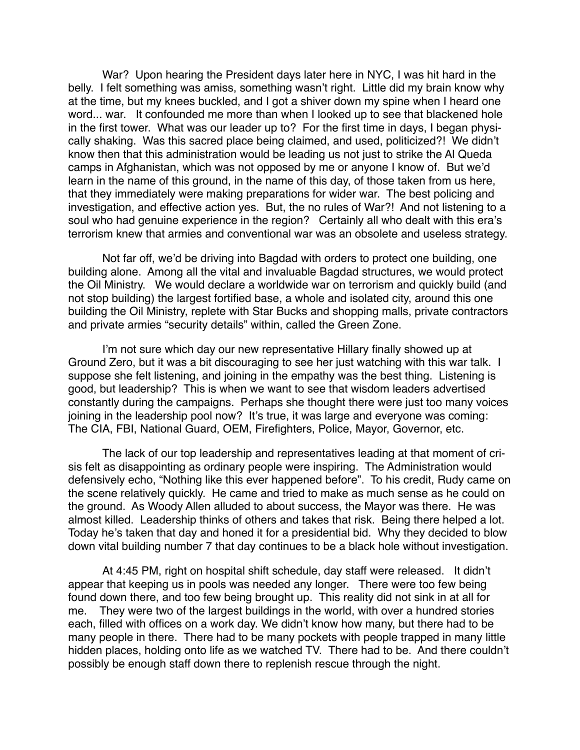War? Upon hearing the President days later here in NYC, I was hit hard in the belly. I felt something was amiss, something wasn't right. Little did my brain know why at the time, but my knees buckled, and I got a shiver down my spine when I heard one word... war. It confounded me more than when I looked up to see that blackened hole in the first tower. What was our leader up to? For the first time in days, I began physically shaking. Was this sacred place being claimed, and used, politicized?! We didn't know then that this administration would be leading us not just to strike the Al Queda camps in Afghanistan, which was not opposed by me or anyone I know of. But we'd learn in the name of this ground, in the name of this day, of those taken from us here, that they immediately were making preparations for wider war. The best policing and investigation, and effective action yes. But, the no rules of War?! And not listening to a soul who had genuine experience in the region? Certainly all who dealt with this era's terrorism knew that armies and conventional war was an obsolete and useless strategy.

Not far off, we'd be driving into Bagdad with orders to protect one building, one building alone. Among all the vital and invaluable Bagdad structures, we would protect the Oil Ministry. We would declare a worldwide war on terrorism and quickly build (and not stop building) the largest fortified base, a whole and isolated city, around this one building the Oil Ministry, replete with Star Bucks and shopping malls, private contractors and private armies "security details" within, called the Green Zone.

I'm not sure which day our new representative Hillary finally showed up at Ground Zero, but it was a bit discouraging to see her just watching with this war talk. I suppose she felt listening, and joining in the empathy was the best thing. Listening is good, but leadership? This is when we want to see that wisdom leaders advertised constantly during the campaigns. Perhaps she thought there were just too many voices joining in the leadership pool now? It's true, it was large and everyone was coming: The CIA, FBI, National Guard, OEM, Firefighters, Police, Mayor, Governor, etc.

The lack of our top leadership and representatives leading at that moment of crisis felt as disappointing as ordinary people were inspiring. The Administration would defensively echo, "Nothing like this ever happened before". To his credit, Rudy came on the scene relatively quickly. He came and tried to make as much sense as he could on the ground. As Woody Allen alluded to about success, the Mayor was there. He was almost killed. Leadership thinks of others and takes that risk. Being there helped a lot. Today he's taken that day and honed it for a presidential bid. Why they decided to blow down vital building number 7 that day continues to be a black hole without investigation.

At 4:45 PM, right on hospital shift schedule, day staff were released. It didn't appear that keeping us in pools was needed any longer. There were too few being found down there, and too few being brought up. This reality did not sink in at all for me. They were two of the largest buildings in the world, with over a hundred stories each, filled with offices on a work day. We didn't know how many, but there had to be many people in there. There had to be many pockets with people trapped in many little hidden places, holding onto life as we watched TV. There had to be. And there couldn't possibly be enough staff down there to replenish rescue through the night.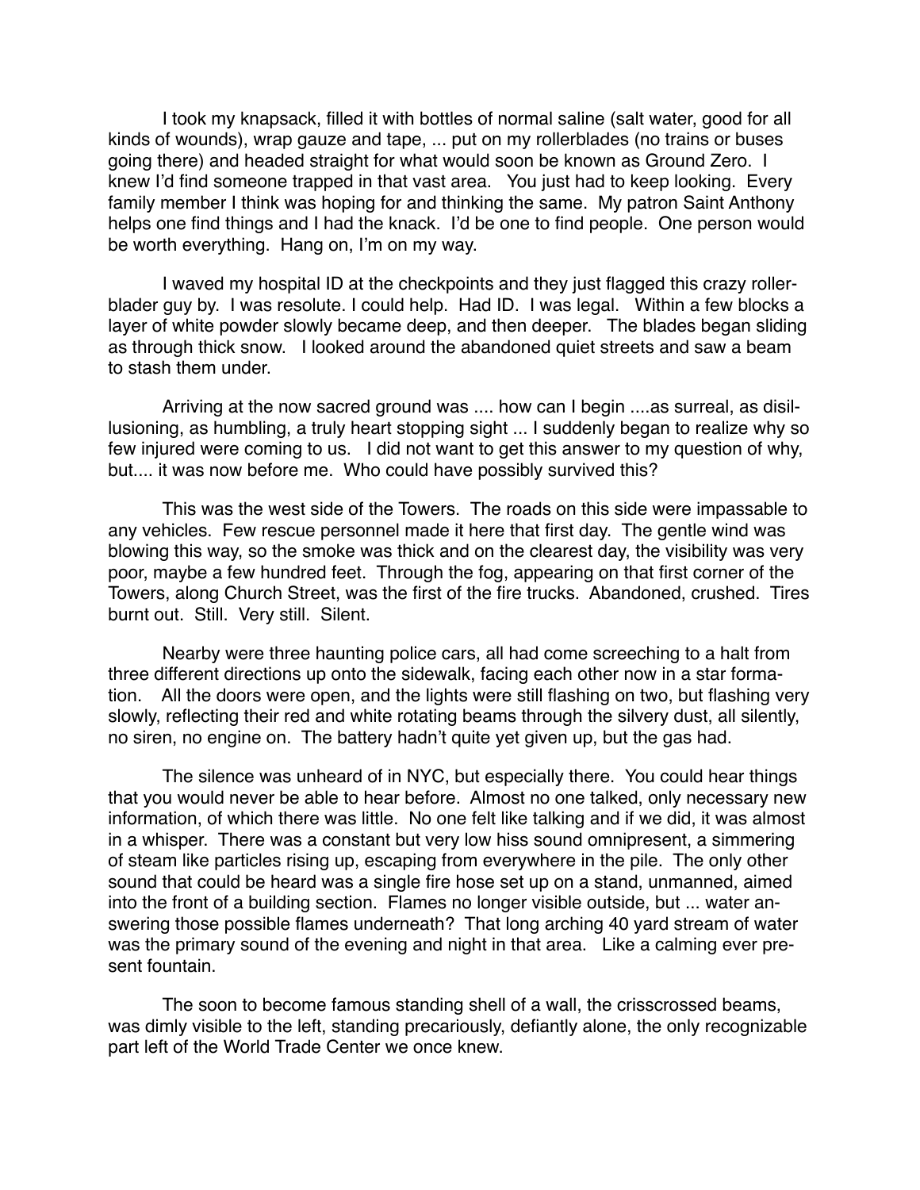I took my knapsack, filled it with bottles of normal saline (salt water, good for all kinds of wounds), wrap gauze and tape, ... put on my rollerblades (no trains or buses going there) and headed straight for what would soon be known as Ground Zero. I knew I'd find someone trapped in that vast area. You just had to keep looking. Every family member I think was hoping for and thinking the same. My patron Saint Anthony helps one find things and I had the knack. I'd be one to find people. One person would be worth everything. Hang on, I'm on my way.

I waved my hospital ID at the checkpoints and they just flagged this crazy roller-blader guy by. I was resolute. I could help. Had ID. I was legal. Within a few blocks a layer of white powder slowly became deep, and then deeper. The blades began sliding as through thick snow. I looked around the abandoned quiet streets and saw a beam to stash them under.

Arriving at the now sacred ground was .... how can I begin ....as surreal, as disillusioning, as humbling, a truly heart stopping sight ... I suddenly began to realize why so few injured were coming to us. I did not want to get this answer to my question of why, but.... it was now before me. Who could have possibly survived this?

This was the west side of the Towers. The roads on this side were impassable to any vehicles. Few rescue personnel made it here that first day. The gentle wind was blowing this way, so the smoke was thick and on the clearest day, the visibility was very poor, maybe a few hundred feet. Through the fog, appearing on that first corner of the Towers, along Church Street, was the first of the fire trucks. Abandoned, crushed. Tires burnt out. Still. Very still. Silent.

Nearby were three haunting police cars, all had come screeching to a halt from three different directions up onto the sidewalk, facing each other now in a star formation. All the doors were open, and the lights were still flashing on two, but flashing very slowly, reflecting their red and white rotating beams through the silvery dust, all silently, no siren, no engine on. The battery hadn't quite yet given up, but the gas had.

The silence was unheard of in NYC, but especially there. You could hear things that you would never be able to hear before. Almost no one talked, only necessary new information, of which there was little. No one felt like talking and if we did, it was almost in a whisper. There was a constant but very low hiss sound omnipresent, a simmering of steam like particles rising up, escaping from everywhere in the pile. The only other sound that could be heard was a single fire hose set up on a stand, unmanned, aimed into the front of a building section. Flames no longer visible outside, but ... water answering those possible flames underneath? That long arching 40 yard stream of water was the primary sound of the evening and night in that area. Like a calming ever present fountain.

The soon to become famous standing shell of a wall, the crisscrossed beams, was dimly visible to the left, standing precariously, defiantly alone, the only recognizable part left of the World Trade Center we once knew.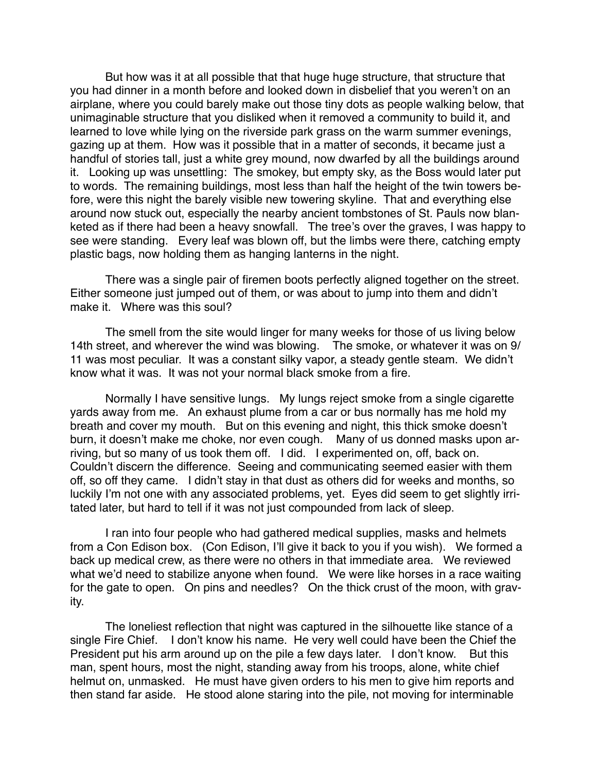But how was it at all possible that that huge huge structure, that structure that you had dinner in a month before and looked down in disbelief that you weren't on an airplane, where you could barely make out those tiny dots as people walking below, that unimaginable structure that you disliked when it removed a community to build it, and learned to love while lying on the riverside park grass on the warm summer evenings, gazing up at them. How was it possible that in a matter of seconds, it became just a handful of stories tall, just a white grey mound, now dwarfed by all the buildings around it. Looking up was unsettling: The smokey, but empty sky, as the Boss would later put to words. The remaining buildings, most less than half the height of the twin towers before, were this night the barely visible new towering skyline. That and everything else around now stuck out, especially the nearby ancient tombstones of St. Pauls now blanketed as if there had been a heavy snowfall. The tree's over the graves, I was happy to see were standing. Every leaf was blown off, but the limbs were there, catching empty plastic bags, now holding them as hanging lanterns in the night.

There was a single pair of firemen boots perfectly aligned together on the street. Either someone just jumped out of them, or was about to jump into them and didn't make it. Where was this soul?

The smell from the site would linger for many weeks for those of us living below 14th street, and wherever the wind was blowing. The smoke, or whatever it was on 9/11 was most peculiar. It was a constant silky vapor, a steady gentle steam. We didn't know what it was. It was not your normal black smoke from a fire.

Normally I have sensitive lungs. My lungs reject smoke from a single cigarette yards away from me. An exhaust plume from a car or bus normally has me hold my breath and cover my mouth. But on this evening and night, this thick smoke doesn't burn, it doesn't make me choke, nor even cough. Many of us donned masks upon arriving, but so many of us took them off. I did. I experimented on, off, back on. Couldn't discern the difference. Seeing and communicating seemed easier with them off, so off they came. I didn't stay in that dust as others did for weeks and months, so luckily I'm not one with any associated problems, yet. Eyes did seem to get slightly irritated later, but hard to tell if it was not just compounded from lack of sleep.

I ran into four people who had gathered medical supplies, masks and helmets from a Con Edison box. (Con Edison, I'll give it back to you if you wish). We formed a back up medical crew, as there were no others in that immediate area. We reviewed what we'd need to stabilize anyone when found. We were like horses in a race waiting for the gate to open. On pins and needles? On the thick crust of the moon, with gravity.

The loneliest reflection that night was captured in the silhouette like stance of a single Fire Chief. I don't know his name. He very well could have been the Chief the President put his arm around up on the pile a few days later. I don't know. But this man, spent hours, most the night, standing away from his troops, alone, white chief helmut on, unmasked. He must have given orders to his men to give him reports and then stand far aside. He stood alone staring into the pile, not moving for interminable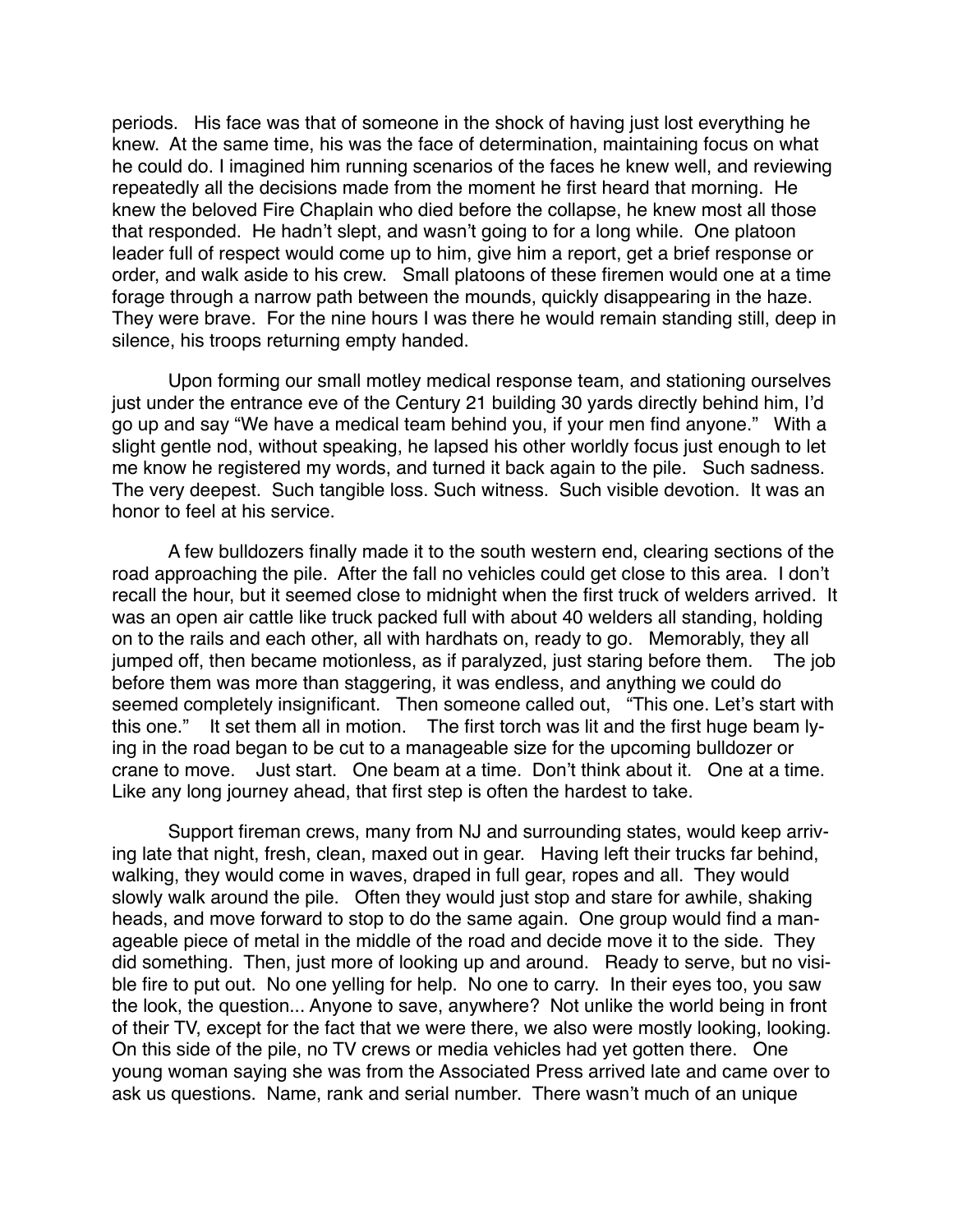periods. His face was that of someone in the shock of having just lost everything he knew. At the same time, his was the face of determination, maintaining focus on what he could do. I imagined him running scenarios of the faces he knew well, and reviewing repeatedly all the decisions made from the moment he first heard that morning. He knew the beloved Fire Chaplain who died before the collapse, he knew most all those that responded. He hadn't slept, and wasn't going to for a long while. One platoon leader full of respect would come up to him, give him a report, get a brief response or order, and walk aside to his crew. Small platoons of these firemen would one at a time forage through a narrow path between the mounds, quickly disappearing in the haze. They were brave. For the nine hours I was there he would remain standing still, deep in silence, his troops returning empty handed.

Upon forming our small motley medical response team, and stationing ourselves just under the entrance eve of the Century 21 building 30 yards directly behind him, I'd go up and say "We have a medical team behind you, if your men find anyone." With a slight gentle nod, without speaking, he lapsed his other worldly focus just enough to let me know he registered my words, and turned it back again to the pile. Such sadness. The very deepest. Such tangible loss. Such witness. Such visible devotion. It was an honor to feel at his service.

A few bulldozers finally made it to the south western end, clearing sections of the road approaching the pile. After the fall no vehicles could get close to this area. I don't recall the hour, but it seemed close to midnight when the first truck of welders arrived. It was an open air cattle like truck packed full with about 40 welders all standing, holding on to the rails and each other, all with hardhats on, ready to go. Memorably, they all jumped off, then became motionless, as if paralyzed, just staring before them. The job before them was more than staggering, it was endless, and anything we could do seemed completely insignificant. Then someone called out, "This one. Let's start with this one." It set them all in motion. The first torch was lit and the first huge beam lying in the road began to be cut to a manageable size for the upcoming bulldozer or crane to move. Just start. One beam at a time. Don't think about it. One at a time. Like any long journey ahead, that first step is often the hardest to take.

Support fireman crews, many from NJ and surrounding states, would keep arriving late that night, fresh, clean, maxed out in gear. Having left their trucks far behind, walking, they would come in waves, draped in full gear, ropes and all. They would slowly walk around the pile. Often they would just stop and stare for awhile, shaking heads, and move forward to stop to do the same again. One group would find a manageable piece of metal in the middle of the road and decide move it to the side. They did something. Then, just more of looking up and around. Ready to serve, but no visible fire to put out. No one yelling for help. No one to carry. In their eyes too, you saw the look, the question... Anyone to save, anywhere? Not unlike the world being in front of their TV, except for the fact that we were there, we also were mostly looking, looking. On this side of the pile, no TV crews or media vehicles had yet gotten there. One young woman saying she was from the Associated Press arrived late and came over to ask us questions. Name, rank and serial number. There wasn't much of an unique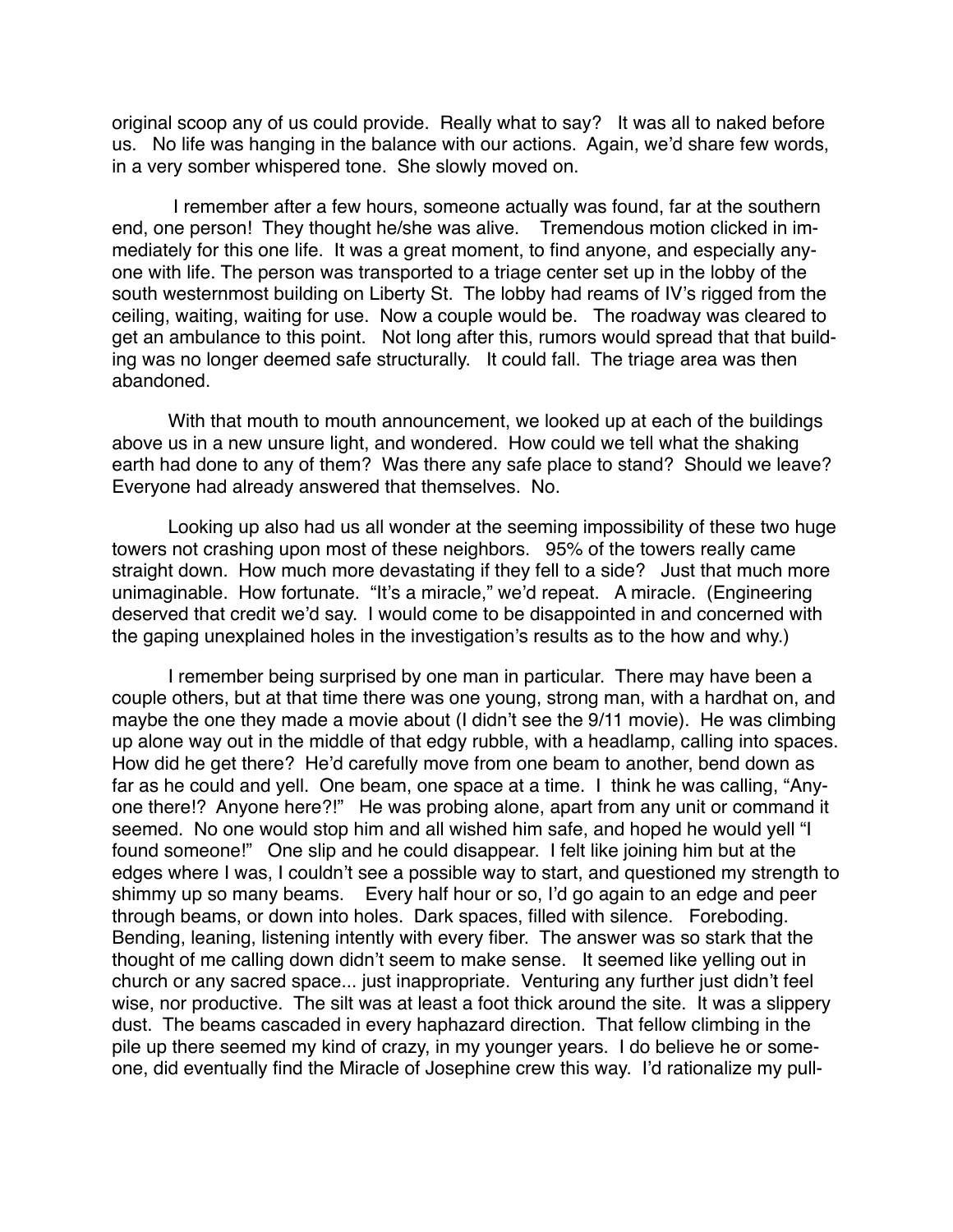original scoop any of us could provide. Really what to say? It was all to naked before us. No life was hanging in the balance with our actions. Again, we'd share few words, in a very somber whispered tone. She slowly moved on.

I remember after a few hours, someone actually was found, far at the southern end, one person! They thought he/she was alive. Tremendous motion clicked in immediately for this one life. It was a great moment, to find anyone, and especially anyone with life. The person was transported to a triage center set up in the lobby of the south westernmost building on Liberty St. The lobby had reams of IV's rigged from the ceiling, waiting, waiting for use. Now a couple would be. The roadway was cleared to get an ambulance to this point. Not long after this, rumors would spread that that building was no longer deemed safe structurally. It could fall. The triage area was then abandoned.

With that mouth to mouth announcement, we looked up at each of the buildings above us in a new unsure light, and wondered. How could we tell what the shaking earth had done to any of them? Was there any safe place to stand? Should we leave? Everyone had already answered that themselves. No.

Looking up also had us all wonder at the seeming impossibility of these two huge towers not crashing upon most of these neighbors. 95% of the towers really came straight down. How much more devastating if they fell to a side? Just that much more unimaginable. How fortunate. "It's a miracle," we'd repeat. A miracle. (Engineering deserved that credit we'd say. I would come to be disappointed in and concerned with the gaping unexplained holes in the investigation's results as to the how and why.)

I remember being surprised by one man in particular. There may have been a couple others, but at that time there was one young, strong man, with a hardhat on, and maybe the one they made a movie about (I didn't see the 9/11 movie). He was climbing up alone way out in the middle of that edgy rubble, with a headlamp, calling into spaces. How did he get there? He'd carefully move from one beam to another, bend down as far as he could and yell. One beam, one space at a time. I think he was calling, "Anyone there!? Anyone here?!" He was probing alone, apart from any unit or command it seemed. No one would stop him and all wished him safe, and hoped he would yell "I found someone!" One slip and he could disappear. I felt like joining him but at the edges where I was, I couldn't see a possible way to start, and questioned my strength to shimmy up so many beams. Every half hour or so, I'd go again to an edge and peer through beams, or down into holes. Dark spaces, filled with silence. Foreboding. Bending, leaning, listening intently with every fiber. The answer was so stark that the thought of me calling down didn't seem to make sense. It seemed like yelling out in church or any sacred space... just inappropriate. Venturing any further just didn't feel wise, nor productive. The silt was at least a foot thick around the site. It was a slippery dust. The beams cascaded in every haphazard direction. That fellow climbing in the pile up there seemed my kind of crazy, in my younger years. I do believe he or someone, did eventually find the Miracle of Josephine crew this way. I'd rationalize my pull-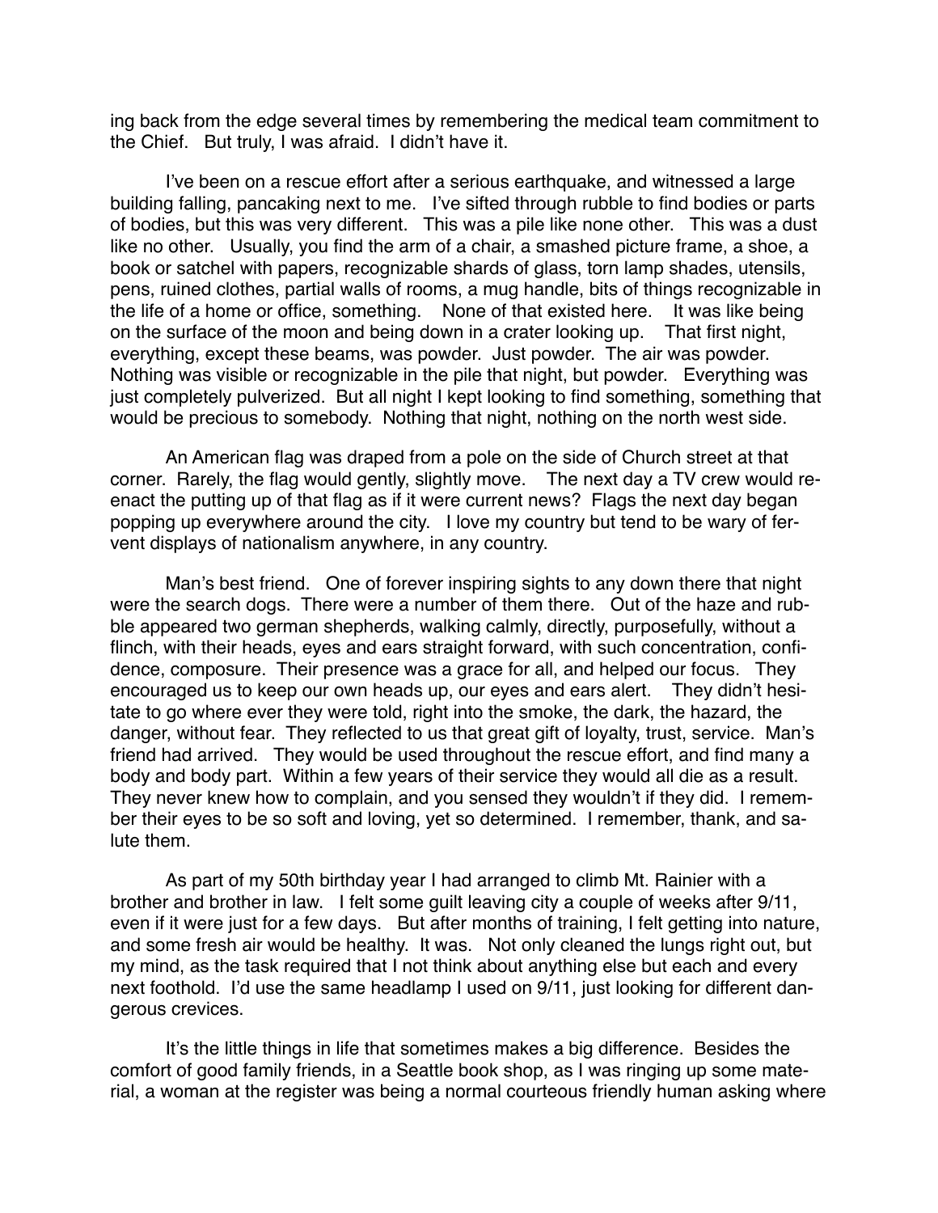ing back from the edge several times by remembering the medical team commitment to the Chief. But truly, I was afraid. I didn't have it.

I've been on a rescue effort after a serious earthquake, and witnessed a large building falling, pancaking next to me. I've sifted through rubble to find bodies or parts of bodies, but this was very different. This was a pile like none other. This was a dust like no other. Usually, you find the arm of a chair, a smashed picture frame, a shoe, a book or satchel with papers, recognizable shards of glass, torn lamp shades, utensils, pens, ruined clothes, partial walls of rooms, a mug handle, bits of things recognizable in the life of a home or office, something. None of that existed here. It was like being on the surface of the moon and being down in a crater looking up. That first night, everything, except these beams, was powder. Just powder. The air was powder. Nothing was visible or recognizable in the pile that night, but powder. Everything was just completely pulverized. But all night I kept looking to find something, something that would be precious to somebody. Nothing that night, nothing on the north west side.

An American flag was draped from a pole on the side of Church street at that corner. Rarely, the flag would gently, slightly move. The next day a TV crew would re-enact the putting up of that flag as if it were current news? Flags the next day began popping up everywhere around the city. I love my country but tend to be wary of fervent displays of nationalism anywhere, in any country.

Man's best friend. One of forever inspiring sights to any down there that night were the search dogs. There were a number of them there. Out of the haze and rubble appeared two german shepherds, walking calmly, directly, purposefully, without a flinch, with their heads, eyes and ears straight forward, with such concentration, confidence, composure. Their presence was a grace for all, and helped our focus. They encouraged us to keep our own heads up, our eyes and ears alert. They didn't hesitate to go where ever they were told, right into the smoke, the dark, the hazard, the danger, without fear. They reflected to us that great gift of loyalty, trust, service. Man's friend had arrived. They would be used throughout the rescue effort, and find many a body and body part. Within a few years of their service they would all die as a result. They never knew how to complain, and you sensed they wouldn't if they did. I remember their eyes to be so soft and loving, yet so determined. I remember, thank, and salute them.

As part of my 50th birthday year I had arranged to climb Mt. Rainier with a brother and brother in law. I felt some guilt leaving city a couple of weeks after 9/11, even if it were just for a few days. But after months of training, I felt getting into nature, and some fresh air would be healthy. It was. Not only cleaned the lungs right out, but my mind, as the task required that I not think about anything else but each and every next foothold. I'd use the same headlamp I used on 9/11, just looking for different dangerous crevices.

It's the little things in life that sometimes makes a big difference. Besides the comfort of good family friends, in a Seattle book shop, as I was ringing up some material, a woman at the register was being a normal courteous friendly human asking where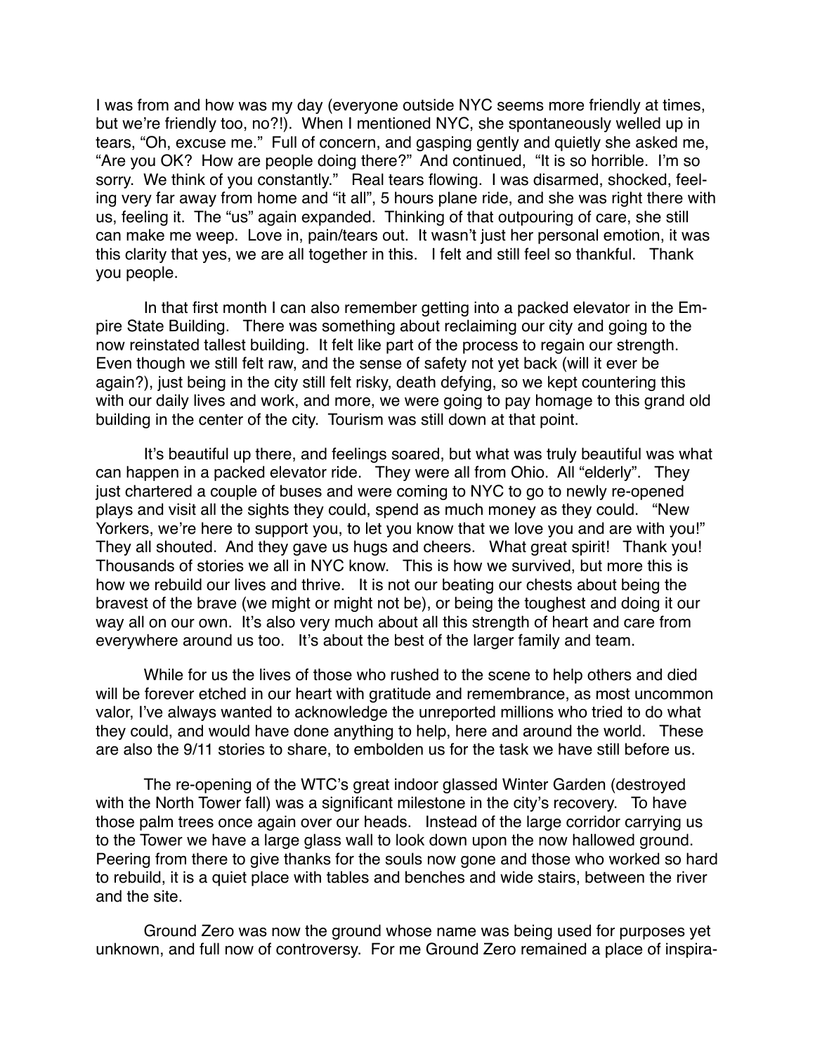I was from and how was my day (everyone outside NYC seems more friendly at times, but we're friendly too, no?!). When I mentioned NYC, she spontaneously welled up in tears, "Oh, excuse me." Full of concern, and gasping gently and quietly she asked me, "Are you OK? How are people doing there?" And continued, "It is so horrible. I'm so sorry. We think of you constantly." Real tears flowing. I was disarmed, shocked, feeling very far away from home and "it all", 5 hours plane ride, and she was right there with us, feeling it. The "us" again expanded. Thinking of that outpouring of care, she still can make me weep. Love in, pain/tears out. It wasn't just her personal emotion, it was this clarity that yes, we are all together in this. I felt and still feel so thankful. Thank you people.

In that first month I can also remember getting into a packed elevator in the Empire State Building. There was something about reclaiming our city and going to the now reinstated tallest building. It felt like part of the process to regain our strength. Even though we still felt raw, and the sense of safety not yet back (will it ever be again?), just being in the city still felt risky, death defying, so we kept countering this with our daily lives and work, and more, we were going to pay homage to this grand old building in the center of the city. Tourism was still down at that point.

It's beautiful up there, and feelings soared, but what was truly beautiful was what can happen in a packed elevator ride. They were all from Ohio. All "elderly". They just chartered a couple of buses and were coming to NYC to go to newly re-opened plays and visit all the sights they could, spend as much money as they could. "New Yorkers, we're here to support you, to let you know that we love you and are with you!" They all shouted. And they gave us hugs and cheers. What great spirit! Thank you! Thousands of stories we all in NYC know. This is how we survived, but more this is how we rebuild our lives and thrive. It is not our beating our chests about being the bravest of the brave (we might or might not be), or being the toughest and doing it our way all on our own. It's also very much about all this strength of heart and care from everywhere around us too. It's about the best of the larger family and team.

While for us the lives of those who rushed to the scene to help others and died will be forever etched in our heart with gratitude and remembrance, as most uncommon valor, I've always wanted to acknowledge the unreported millions who tried to do what they could, and would have done anything to help, here and around the world. These are also the 9/11 stories to share, to embolden us for the task we have still before us.

The re-opening of the WTC's great indoor glassed Winter Garden (destroyed with the North Tower fall) was a significant milestone in the city's recovery. To have those palm trees once again over our heads. Instead of the large corridor carrying us to the Tower we have a large glass wall to look down upon the now hallowed ground. Peering from there to give thanks for the souls now gone and those who worked so hard to rebuild, it is a quiet place with tables and benches and wide stairs, between the river and the site.

Ground Zero was now the ground whose name was being used for purposes yet unknown, and full now of controversy. For me Ground Zero remained a place of inspira-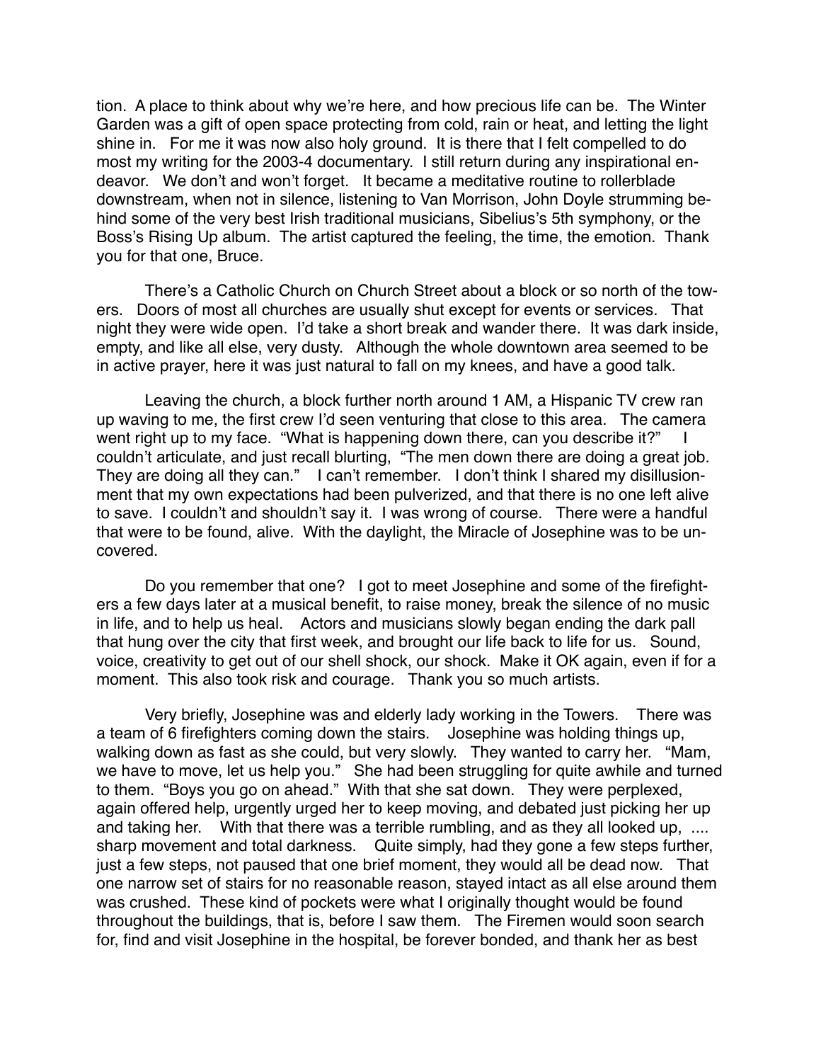tion. A place to think about why we're here, and how precious life can be. The Winter Garden was a gift of open space protecting from cold, rain or heat, and letting the light shine in. For me it was now also holy ground. It is there that I felt compelled to do most my writing for the 2003-4 documentary. I still return during any inspirational endeavor. We don't and won't forget. It became a meditative routine to rollerblade downstream, when not in silence, listening to Van Morrison, John Doyle strumming behind some of the very best Irish traditional musicians, Sibelius's 5th symphony, or the Boss's Rising Up album. The artist captured the feeling, the time, the emotion. Thank you for that one, Bruce.

There's a Catholic Church on Church Street about a block or so north of the towers. Doors of most all churches are usually shut except for events or services. That night they were wide open. I'd take a short break and wander there. It was dark inside, empty, and like all else, very dusty. Although the whole downtown area seemed to be in active prayer, here it was just natural to fall on my knees, and have a good talk.

Leaving the church, a block further north around 1 AM, a Hispanic TV crew ran up waving to me, the first crew I'd seen venturing that close to this area. The camera went right up to my face. "What is happening down there, can you describe it?" I couldn't articulate, and just recall blurting, "The men down there are doing a great job. They are doing all they can." I can't remember. I don't think I shared my disillusionment that my own expectations had been pulverized, and that there is no one left alive to save. I couldn't and shouldn't say it. I was wrong of course. There were a handful that were to be found, alive. With the daylight, the Miracle of Josephine was to be uncovered.

Do you remember that one? I got to meet Josephine and some of the firefighters a few days later at a musical benefit, to raise money, break the silence of no music in life, and to help us heal. Actors and musicians slowly began ending the dark pall that hung over the city that first week, and brought our life back to life for us. Sound, voice, creativity to get out of our shell shock, our shock. Make it OK again, even if for a moment. This also took risk and courage. Thank you so much artists.

Very briefly, Josephine was and elderly lady working in the Towers. There was a team of 6 firefighters coming down the stairs. Josephine was holding things up, walking down as fast as she could, but very slowly. They wanted to carry her. "Mam, we have to move, let us help you." She had been struggling for quite awhile and turned to them. "Boys you go on ahead." With that she sat down. They were perplexed, again offered help, urgently urged her to keep moving, and debated just picking her up and taking her. With that there was a terrible rumbling, and as they all looked up, .... sharp movement and total darkness. Quite simply, had they gone a few steps further, just a few steps, not paused that one brief moment, they would all be dead now. That one narrow set of stairs for no reasonable reason, stayed intact as all else around them was crushed. These kind of pockets were what I originally thought would be found throughout the buildings, that is, before I saw them. The Firemen would soon search for, find and visit Josephine in the hospital, be forever bonded, and thank her as best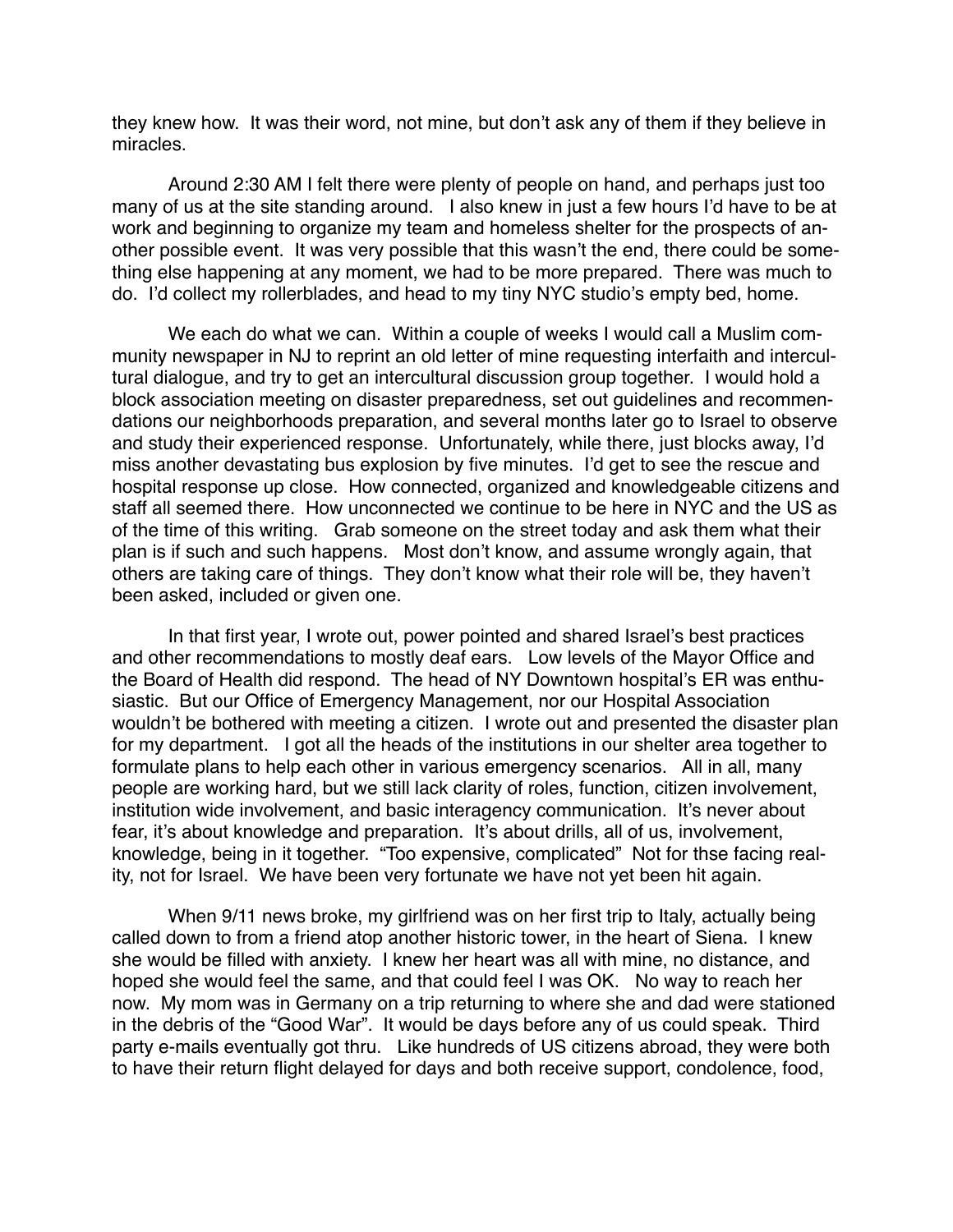they knew how. It was their word, not mine, but don't ask any of them if they believe in miracles.

Around 2:30 AM I felt there were plenty of people on hand, and perhaps just too many of us at the site standing around. I also knew in just a few hours I'd have to be at work and beginning to organize my team and homeless shelter for the prospects of another possible event. It was very possible that this wasn't the end, there could be something else happening at any moment, we had to be more prepared. There was much to do. I'd collect my rollerblades, and head to my tiny NYC studio's empty bed, home.

We each do what we can. Within a couple of weeks I would call a Muslim community newspaper in NJ to reprint an old letter of mine requesting interfaith and intercultural dialogue, and try to get an intercultural discussion group together. I would hold a block association meeting on disaster preparedness, set out guidelines and recommendations our neighborhoods preparation, and several months later go to Israel to observe and study their experienced response. Unfortunately, while there, just blocks away, I'd miss another devastating bus explosion by five minutes. I'd get to see the rescue and hospital response up close. How connected, organized and knowledgeable citizens and staff all seemed there. How unconnected we continue to be here in NYC and the US as of the time of this writing. Grab someone on the street today and ask them what their plan is if such and such happens. Most don't know, and assume wrongly again, that others are taking care of things. They don't know what their role will be, they haven't been asked, included or given one.

In that first year, I wrote out, power pointed and shared Israel's best practices and other recommendations to mostly deaf ears. Low levels of the Mayor Office and the Board of Health did respond. The head of NY Downtown hospital's ER was enthusiastic. But our Office of Emergency Management, nor our Hospital Association wouldn't be bothered with meeting a citizen. I wrote out and presented the disaster plan for my department. I got all the heads of the institutions in our shelter area together to formulate plans to help each other in various emergency scenarios. All in all, many people are working hard, but we still lack clarity of roles, function, citizen involvement, institution wide involvement, and basic interagency communication. It's never about fear, it's about knowledge and preparation. It's about drills, all of us, involvement, knowledge, being in it together. "Too expensive, complicated" Not for thse facing reality, not for Israel. We have been very fortunate we have not yet been hit again.

When 9/11 news broke, my girlfriend was on her first trip to Italy, actually being called down to from a friend atop another historic tower, in the heart of Siena. I knew she would be filled with anxiety. I knew her heart was all with mine, no distance, and hoped she would feel the same, and that could feel I was OK. No way to reach her now. My mom was in Germany on a trip returning to where she and dad were stationed in the debris of the "Good War". It would be days before any of us could speak. Third party e-mails eventually got thru. Like hundreds of US citizens abroad, they were both to have their return flight delayed for days and both receive support, condolence, food,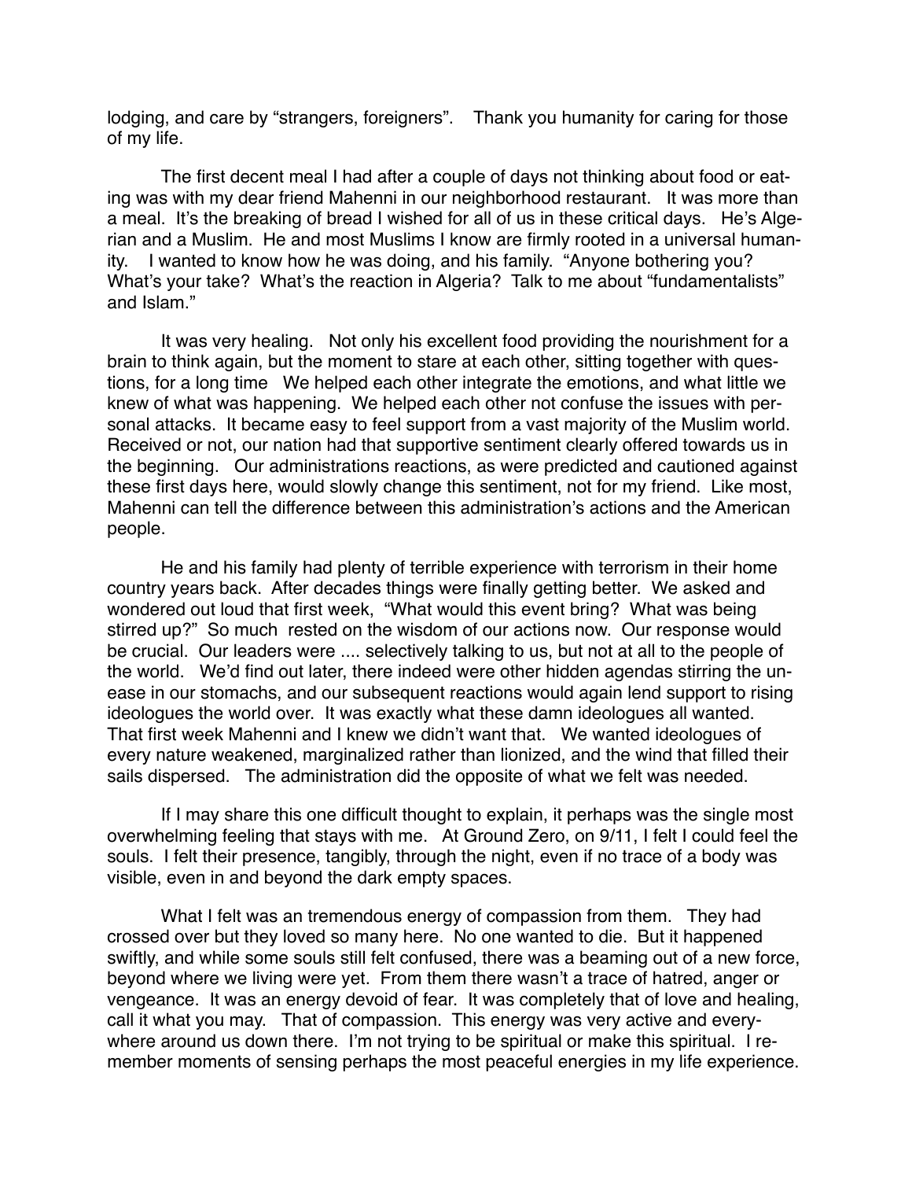lodging, and care by "strangers, foreigners". Thank you humanity for caring for those of my life.

The first decent meal I had after a couple of days not thinking about food or eating was with my dear friend Mahenni in our neighborhood restaurant. It was more than a meal. It's the breaking of bread I wished for all of us in these critical days. He's Algerian and a Muslim. He and most Muslims I know are firmly rooted in a universal humanity. I wanted to know how he was doing, and his family. "Anyone bothering you? What's your take? What's the reaction in Algeria? Talk to me about "fundamentalists" and Islam."

It was very healing. Not only his excellent food providing the nourishment for a brain to think again, but the moment to stare at each other, sitting together with questions, for a long time We helped each other integrate the emotions, and what little we knew of what was happening. We helped each other not confuse the issues with personal attacks. It became easy to feel support from a vast majority of the Muslim world. Received or not, our nation had that supportive sentiment clearly offered towards us in the beginning. Our administrations reactions, as were predicted and cautioned against these first days here, would slowly change this sentiment, not for my friend. Like most, Mahenni can tell the difference between this administration's actions and the American people.

He and his family had plenty of terrible experience with terrorism in their home country years back. After decades things were finally getting better. We asked and wondered out loud that first week, "What would this event bring? What was being stirred up?" So much rested on the wisdom of our actions now. Our response would be crucial. Our leaders were .... selectively talking to us, but not at all to the people of the world. We'd find out later, there indeed were other hidden agendas stirring the unease in our stomachs, and our subsequent reactions would again lend support to rising ideologues the world over. It was exactly what these damn ideologues all wanted. That first week Mahenni and I knew we didn't want that. We wanted ideologues of every nature weakened, marginalized rather than lionized, and the wind that filled their sails dispersed. The administration did the opposite of what we felt was needed.

If I may share this one difficult thought to explain, it perhaps was the single most overwhelming feeling that stays with me. At Ground Zero, on 9/11, I felt I could feel the souls. I felt their presence, tangibly, through the night, even if no trace of a body was visible, even in and beyond the dark empty spaces.

What I felt was an tremendous energy of compassion from them. They had crossed over but they loved so many here. No one wanted to die. But it happened swiftly, and while some souls still felt confused, there was a beaming out of a new force, beyond where we living were yet. From them there wasn't a trace of hatred, anger or vengeance. It was an energy devoid of fear. It was completely that of love and healing, call it what you may. That of compassion. This energy was very active and everywhere around us down there. I'm not trying to be spiritual or make this spiritual. I remember moments of sensing perhaps the most peaceful energies in my life experience.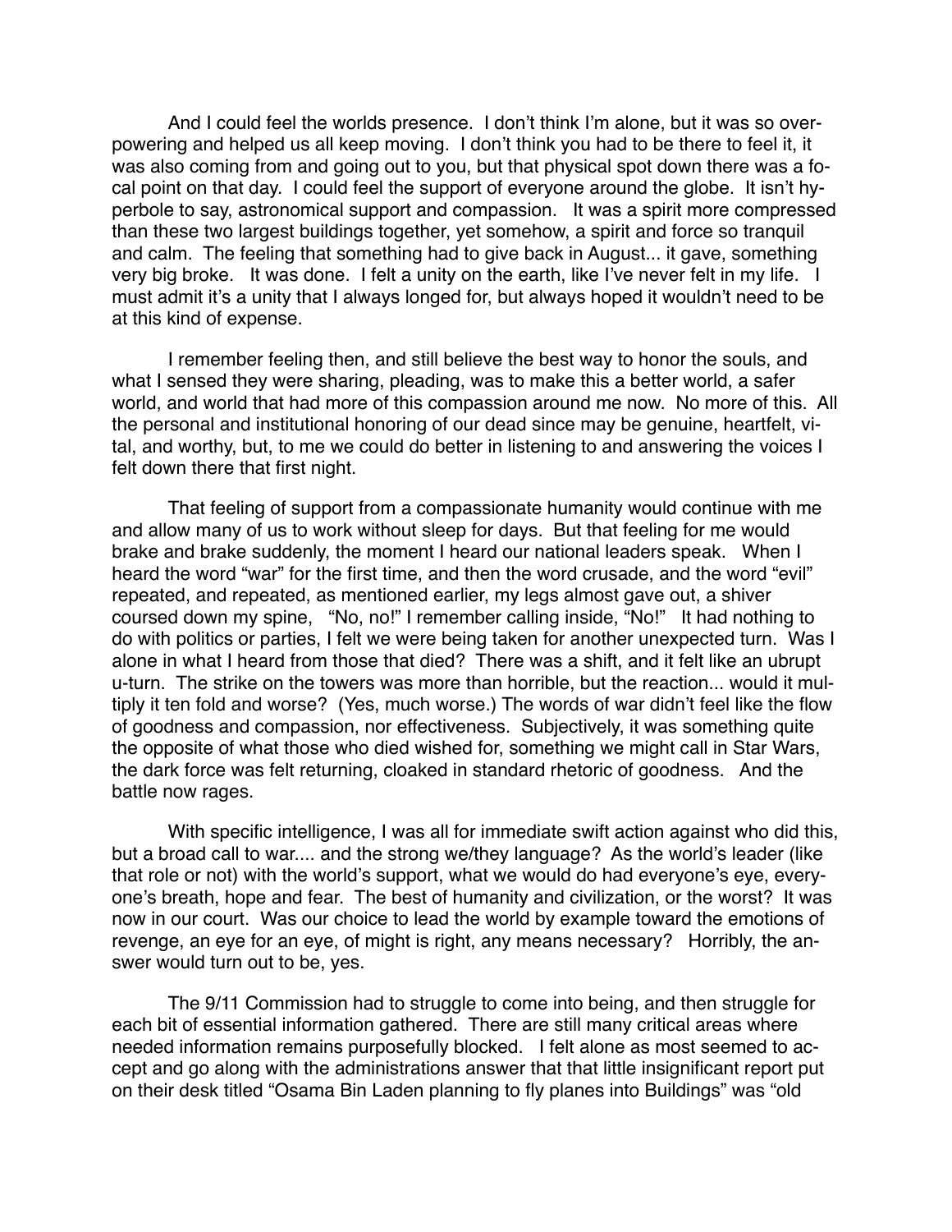And I could feel the worlds presence. I don't think I'm alone, but it was so overpowering and helped us all keep moving. I don't think you had to be there to feel it, it was also coming from and going out to you, but that physical spot down there was a focal point on that day. I could feel the support of everyone around the globe. It isn't hyperbole to say, astronomical support and compassion. It was a spirit more compressed than these two largest buildings together, yet somehow, a spirit and force so tranquil and calm. The feeling that something had to give back in August... it gave, something very big broke. It was done. I felt a unity on the earth, like I've never felt in my life. I must admit it's a unity that I always longed for, but always hoped it wouldn't need to be at this kind of expense.

I remember feeling then, and still believe the best way to honor the souls, and what I sensed they were sharing, pleading, was to make this a better world, a safer world, and world that had more of this compassion around me now. No more of this. All the personal and institutional honoring of our dead since may be genuine, heartfelt, vital, and worthy, but, to me we could do better in listening to and answering the voices I felt down there that first night.

That feeling of support from a compassionate humanity would continue with me and allow many of us to work without sleep for days. But that feeling for me would brake and brake suddenly, the moment I heard our national leaders speak. When I heard the word "war" for the first time, and then the word crusade, and the word "evil" repeated, and repeated, as mentioned earlier, my legs almost gave out, a shiver coursed down my spine, "No, no!" I remember calling inside, "No!" It had nothing to do with politics or parties, I felt we were being taken for another unexpected turn. Was I alone in what I heard from those that died? There was a shift, and it felt like an ubrupt u-turn. The strike on the towers was more than horrible, but the reaction... would it multiply it ten fold and worse? (Yes, much worse.) The words of war didn't feel like the flow of goodness and compassion, nor effectiveness. Subjectively, it was something quite the opposite of what those who died wished for, something we might call in Star Wars, the dark force was felt returning, cloaked in standard rhetoric of goodness. And the battle now rages.

With specific intelligence, I was all for immediate swift action against who did this, but a broad call to war.... and the strong we/they language? As the world's leader (like that role or not) with the world's support, what we would do had everyone's eye, everyone's breath, hope and fear. The best of humanity and civilization, or the worst? It was now in our court. Was our choice to lead the world by example toward the emotions of revenge, an eye for an eye, of might is right, any means necessary? Horribly, the answer would turn out to be, yes.

The 9/11 Commission had to struggle to come into being, and then struggle for each bit of essential information gathered. There are still many critical areas where needed information remains purposefully blocked. I felt alone as most seemed to accept and go along with the administrations answer that that little insignificant report put on their desk titled "Osama Bin Laden planning to fly planes into Buildings" was "old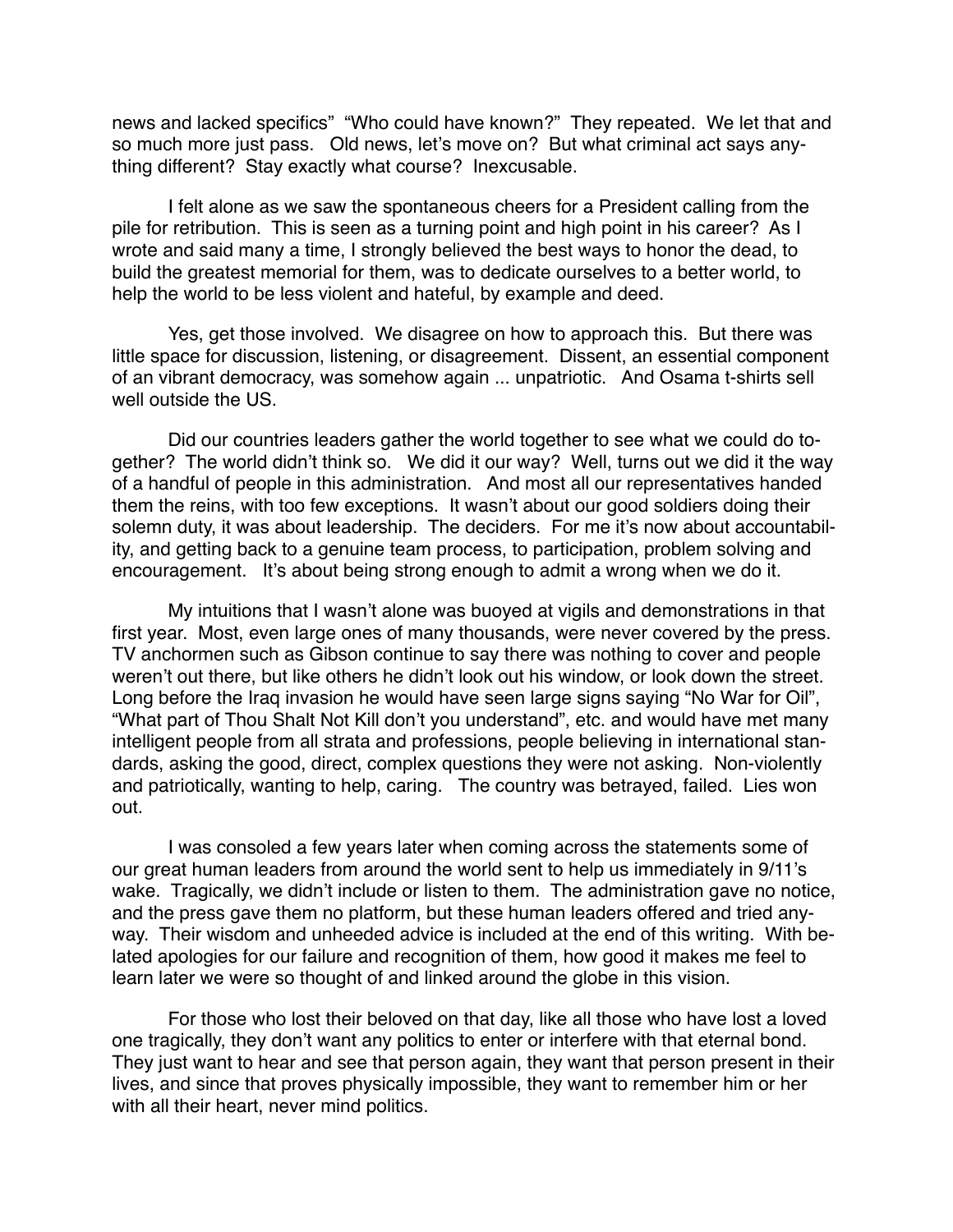news and lacked specifics" "Who could have known?" They repeated. We let that and so much more just pass. Old news, let's move on? But what criminal act says anything different? Stay exactly what course? Inexcusable.

I felt alone as we saw the spontaneous cheers for a President calling from the pile for retribution. This is seen as a turning point and high point in his career? As I wrote and said many a time, I strongly believed the best ways to honor the dead, to build the greatest memorial for them, was to dedicate ourselves to a better world, to help the world to be less violent and hateful, by example and deed.

Yes, get those involved. We disagree on how to approach this. But there was little space for discussion, listening, or disagreement. Dissent, an essential component of an vibrant democracy, was somehow again ... unpatriotic. And Osama t-shirts sell well outside the US.

Did our countries leaders gather the world together to see what we could do together? The world didn't think so. We did it our way? Well, turns out we did it the way of a handful of people in this administration. And most all our representatives handed them the reins, with too few exceptions. It wasn't about our good soldiers doing their solemn duty, it was about leadership. The deciders. For me it's now about accountability, and getting back to a genuine team process, to participation, problem solving and encouragement. It's about being strong enough to admit a wrong when we do it.

My intuitions that I wasn't alone was buoyed at vigils and demonstrations in that first year. Most, even large ones of many thousands, were never covered by the press. TV anchormen such as Gibson continue to say there was nothing to cover and people weren't out there, but like others he didn't look out his window, or look down the street. Long before the Iraq invasion he would have seen large signs saying "No War for Oil", "What part of Thou Shalt Not Kill don't you understand", etc. and would have met many intelligent people from all strata and professions, people believing in international standards, asking the good, direct, complex questions they were not asking. Non-violently and patriotically, wanting to help, caring. The country was betrayed, failed. Lies won out.

I was consoled a few years later when coming across the statements some of our great human leaders from around the world sent to help us immediately in 9/11's wake. Tragically, we didn't include or listen to them. The administration gave no notice, and the press gave them no platform, but these human leaders offered and tried anyway. Their wisdom and unheeded advice is included at the end of this writing. With belated apologies for our failure and recognition of them, how good it makes me feel to learn later we were so thought of and linked around the globe in this vision.

For those who lost their beloved on that day, like all those who have lost a loved one tragically, they don't want any politics to enter or interfere with that eternal bond. They just want to hear and see that person again, they want that person present in their lives, and since that proves physically impossible, they want to remember him or her with all their heart, never mind politics.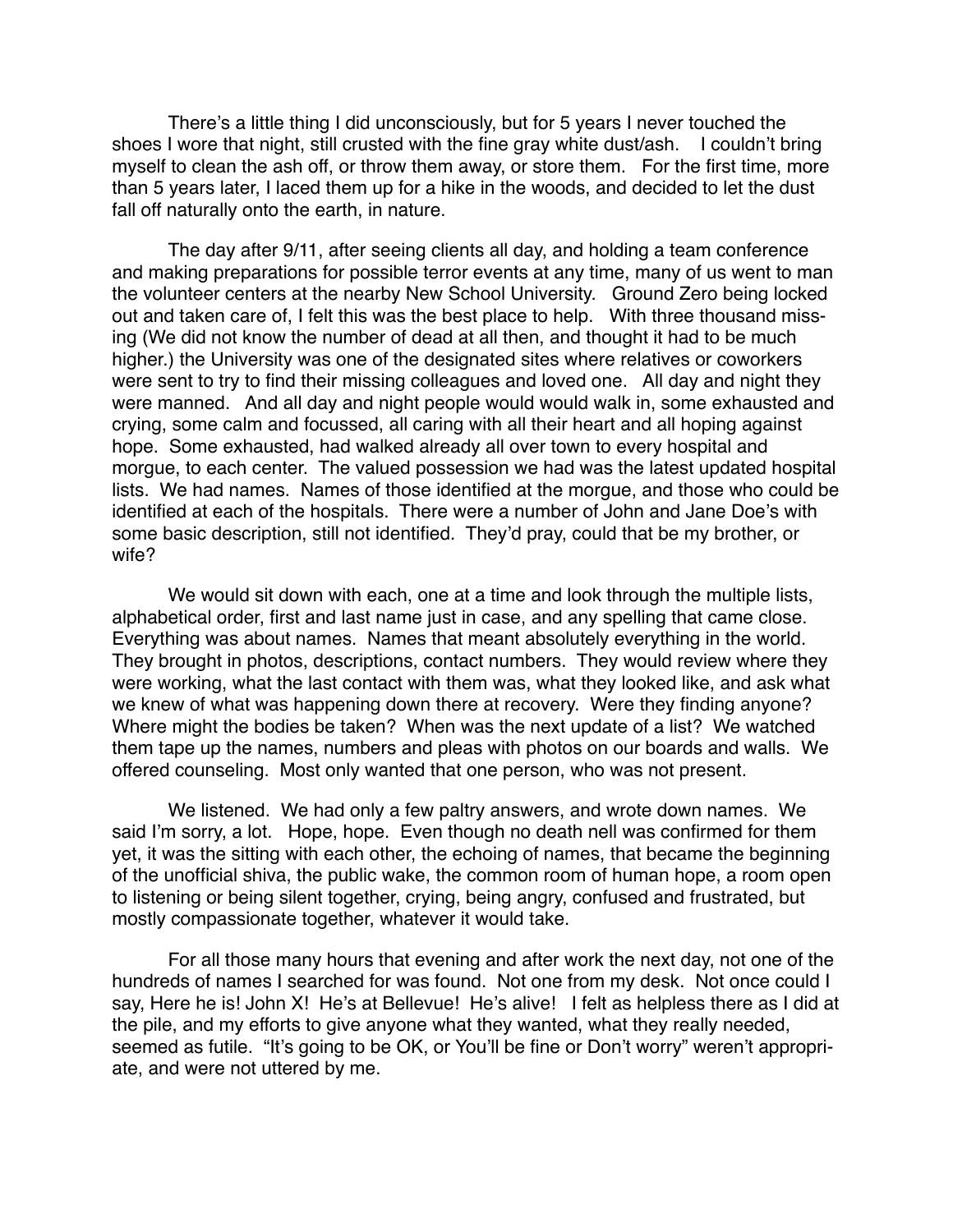There's a little thing I did unconsciously, but for 5 years I never touched the shoes I wore that night, still crusted with the fine gray white dust/ash. I couldn't bring myself to clean the ash off, or throw them away, or store them. For the first time, more than 5 years later, I laced them up for a hike in the woods, and decided to let the dust fall off naturally onto the earth, in nature.

The day after 9/11, after seeing clients all day, and holding a team conference and making preparations for possible terror events at any time, many of us went to man the volunteer centers at the nearby New School University. Ground Zero being locked out and taken care of, I felt this was the best place to help. With three thousand missing (We did not know the number of dead at all then, and thought it had to be much higher.) the University was one of the designated sites where relatives or coworkers were sent to try to find their missing colleagues and loved one. All day and night they were manned. And all day and night people would would walk in, some exhausted and crying, some calm and focussed, all caring with all their heart and all hoping against hope. Some exhausted, had walked already all over town to every hospital and morgue, to each center. The valued possession we had was the latest updated hospital lists. We had names. Names of those identified at the morgue, and those who could be identified at each of the hospitals. There were a number of John and Jane Doe's with some basic description, still not identified. They'd pray, could that be my brother, or wife?

We would sit down with each, one at a time and look through the multiple lists, alphabetical order, first and last name just in case, and any spelling that came close. Everything was about names. Names that meant absolutely everything in the world. They brought in photos, descriptions, contact numbers. They would review where they were working, what the last contact with them was, what they looked like, and ask what we knew of what was happening down there at recovery. Were they finding anyone? Where might the bodies be taken? When was the next update of a list? We watched them tape up the names, numbers and pleas with photos on our boards and walls. We offered counseling. Most only wanted that one person, who was not present.

We listened. We had only a few paltry answers, and wrote down names. We said I'm sorry, a lot. Hope, hope. Even though no death nell was confirmed for them yet, it was the sitting with each other, the echoing of names, that became the beginning of the unofficial shiva, the public wake, the common room of human hope, a room open to listening or being silent together, crying, being angry, confused and frustrated, but mostly compassionate together, whatever it would take.

For all those many hours that evening and after work the next day, not one of the hundreds of names I searched for was found. Not one from my desk. Not once could I say, Here he is! John X! He's at Bellevue! He's alive! I felt as helpless there as I did at the pile, and my efforts to give anyone what they wanted, what they really needed, seemed as futile. "It's going to be OK, or You'll be fine or Don't worry" weren't appropriate, and were not uttered by me.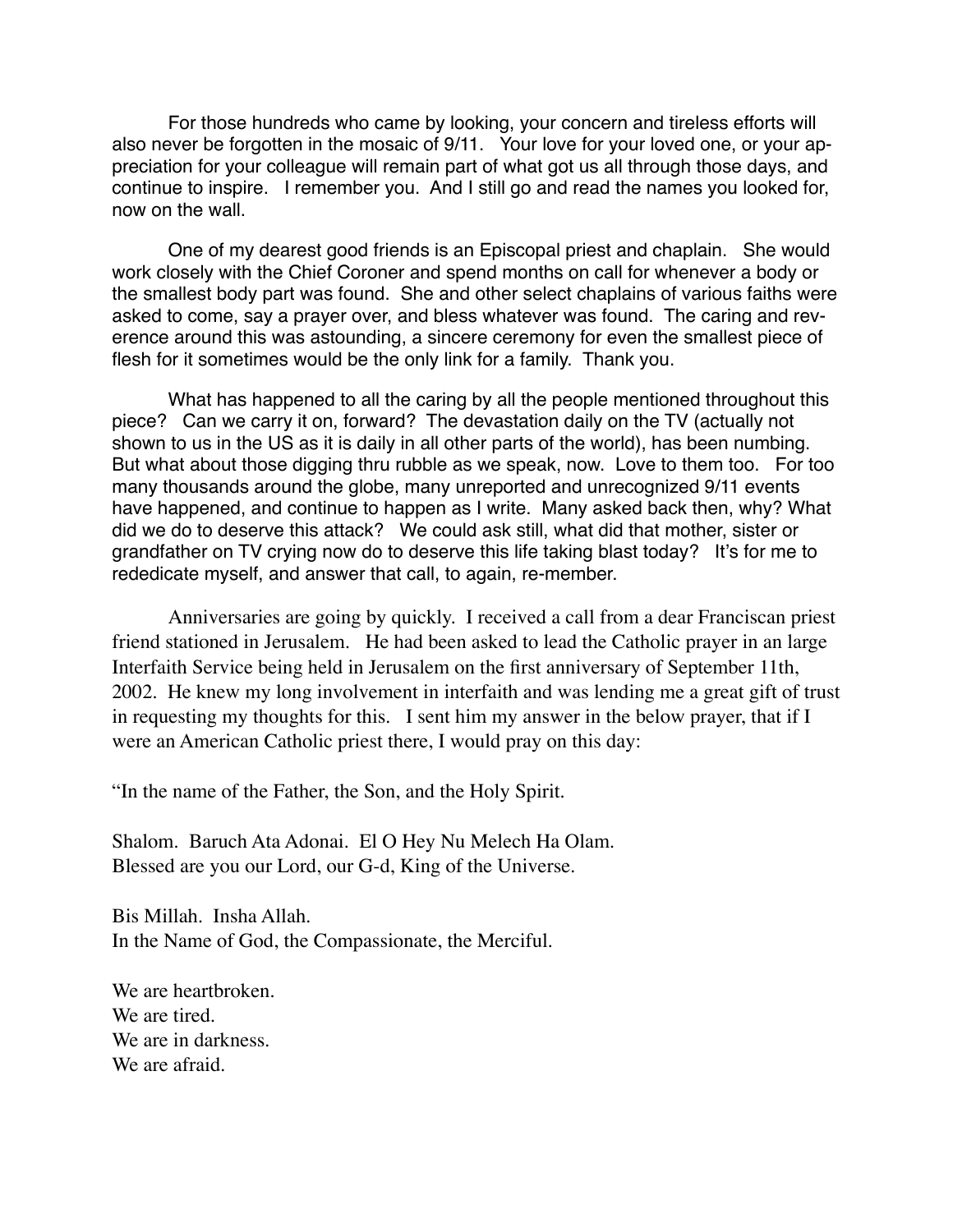For those hundreds who came by looking, your concern and tireless efforts will also never be forgotten in the mosaic of 9/11. Your love for your loved one, or your appreciation for your colleague will remain part of what got us all through those days, and continue to inspire. I remember you. And I still go and read the names you looked for, now on the wall.

One of my dearest good friends is an Episcopal priest and chaplain. She would work closely with the Chief Coroner and spend months on call for whenever a body or the smallest body part was found. She and other select chaplains of various faiths were asked to come, say a prayer over, and bless whatever was found. The caring and reverence around this was astounding, a sincere ceremony for even the smallest piece of flesh for it sometimes would be the only link for a family. Thank you.

What has happened to all the caring by all the people mentioned throughout this piece? Can we carry it on, forward? The devastation daily on the TV (actually not shown to us in the US as it is daily in all other parts of the world), has been numbing. But what about those digging thru rubble as we speak, now. Love to them too. For too many thousands around the globe, many unreported and unrecognized 9/11 events have happened, and continue to happen as I write. Many asked back then, why? What did we do to deserve this attack? We could ask still, what did that mother, sister or grandfather on TV crying now do to deserve this life taking blast today? It's for me to rededicate myself, and answer that call, to again, re-member.

Anniversaries are going by quickly. I received a call from a dear Franciscan priest friend stationed in Jerusalem. He had been asked to lead the Catholic prayer in an large Interfaith Service being held in Jerusalem on the first anniversary of September 11th, 2002. He knew my long involvement in interfaith and was lending me a great gift of trust in requesting my thoughts for this. I sent him my answer in the below prayer, that if I were an American Catholic priest there, I would pray on this day:

"In the name of the Father, the Son, and the Holy Spirit.

Shalom. Baruch Ata Adonai. El O Hey Nu Melech Ha Olam.
Blessed are you our Lord, our G-d, King of the Universe.

Bis Millah. Insha Allah.
In the Name of God, the Compassionate, the Merciful.

We are heartbroken.
We are tired.
We are in darkness.
We are afraid.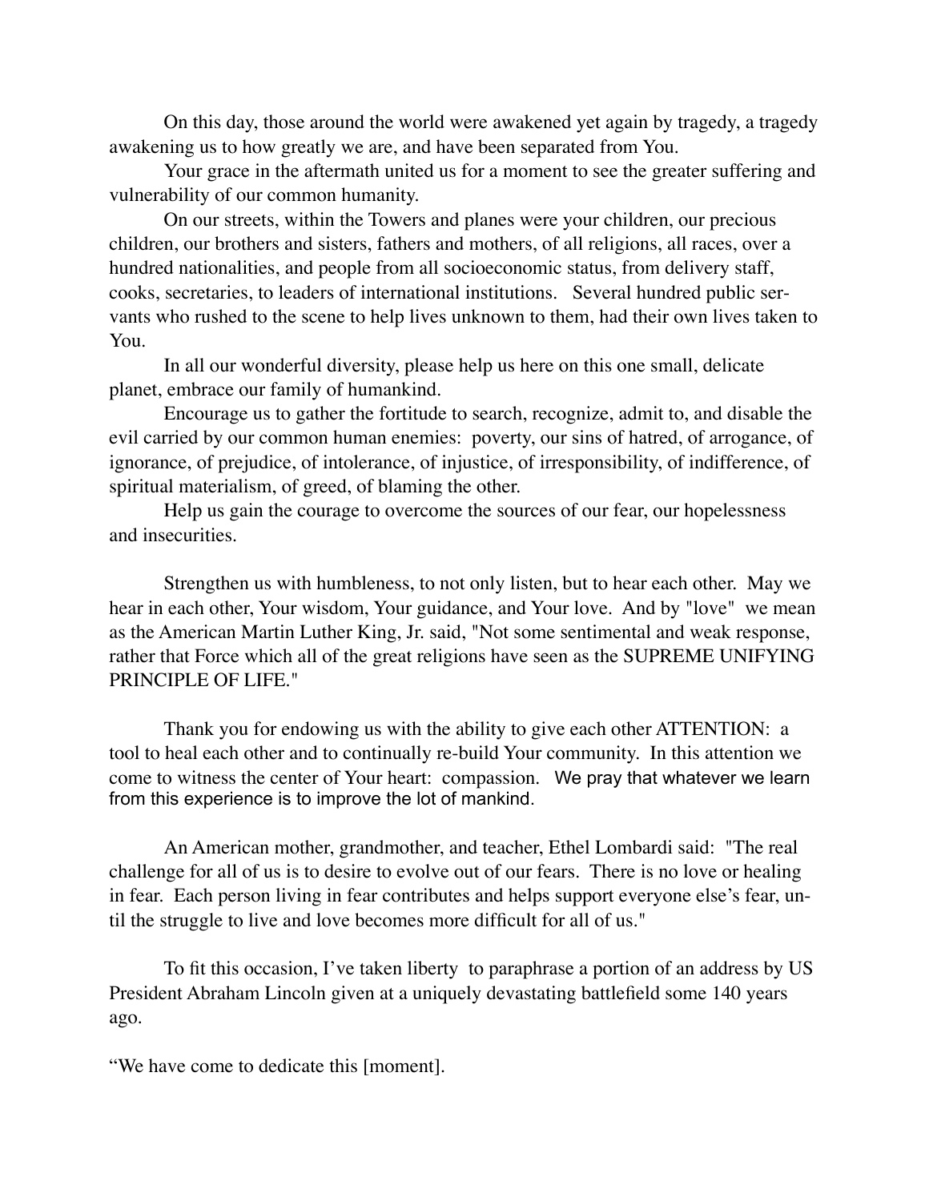On this day, those around the world were awakened yet again by tragedy, a tragedy awakening us to how greatly we are, and have been separated from You.

Your grace in the aftermath united us for a moment to see the greater suffering and vulnerability of our common humanity.

On our streets, within the Towers and planes were your children, our precious children, our brothers and sisters, fathers and mothers, of all religions, all races, over a hundred nationalities, and people from all socioeconomic status, from delivery staff, cooks, secretaries, to leaders of international institutions. Several hundred public servants who rushed to the scene to help lives unknown to them, had their own lives taken to You.

In all our wonderful diversity, please help us here on this one small, delicate planet, embrace our family of humankind.

Encourage us to gather the fortitude to search, recognize, admit to, and disable the evil carried by our common human enemies: poverty, our sins of hatred, of arrogance, of ignorance, of prejudice, of intolerance, of injustice, of irresponsibility, of indifference, of spiritual materialism, of greed, of blaming the other.

Help us gain the courage to overcome the sources of our fear, our hopelessness and insecurities.

Strengthen us with humbleness, to not only listen, but to hear each other. May we hear in each other, Your wisdom, Your guidance, and Your love. And by "love" we mean as the American Martin Luther King, Jr. said, "Not some sentimental and weak response, rather that Force which all of the great religions have seen as the SUPREME UNIFYING PRINCIPLE OF LIFE."

Thank you for endowing us with the ability to give each other ATTENTION: a tool to heal each other and to continually re-build Your community. In this attention we come to witness the center of Your heart: compassion. We pray that whatever we learn from this experience is to improve the lot of mankind.

An American mother, grandmother, and teacher, Ethel Lombardi said: "The real challenge for all of us is to desire to evolve out of our fears. There is no love or healing in fear. Each person living in fear contributes and helps support everyone else's fear, until the struggle to live and love becomes more difficult for all of us."

To fit this occasion, I've taken liberty to paraphrase a portion of an address by US President Abraham Lincoln given at a uniquely devastating battlefield some 140 years ago.

"We have come to dedicate this [moment].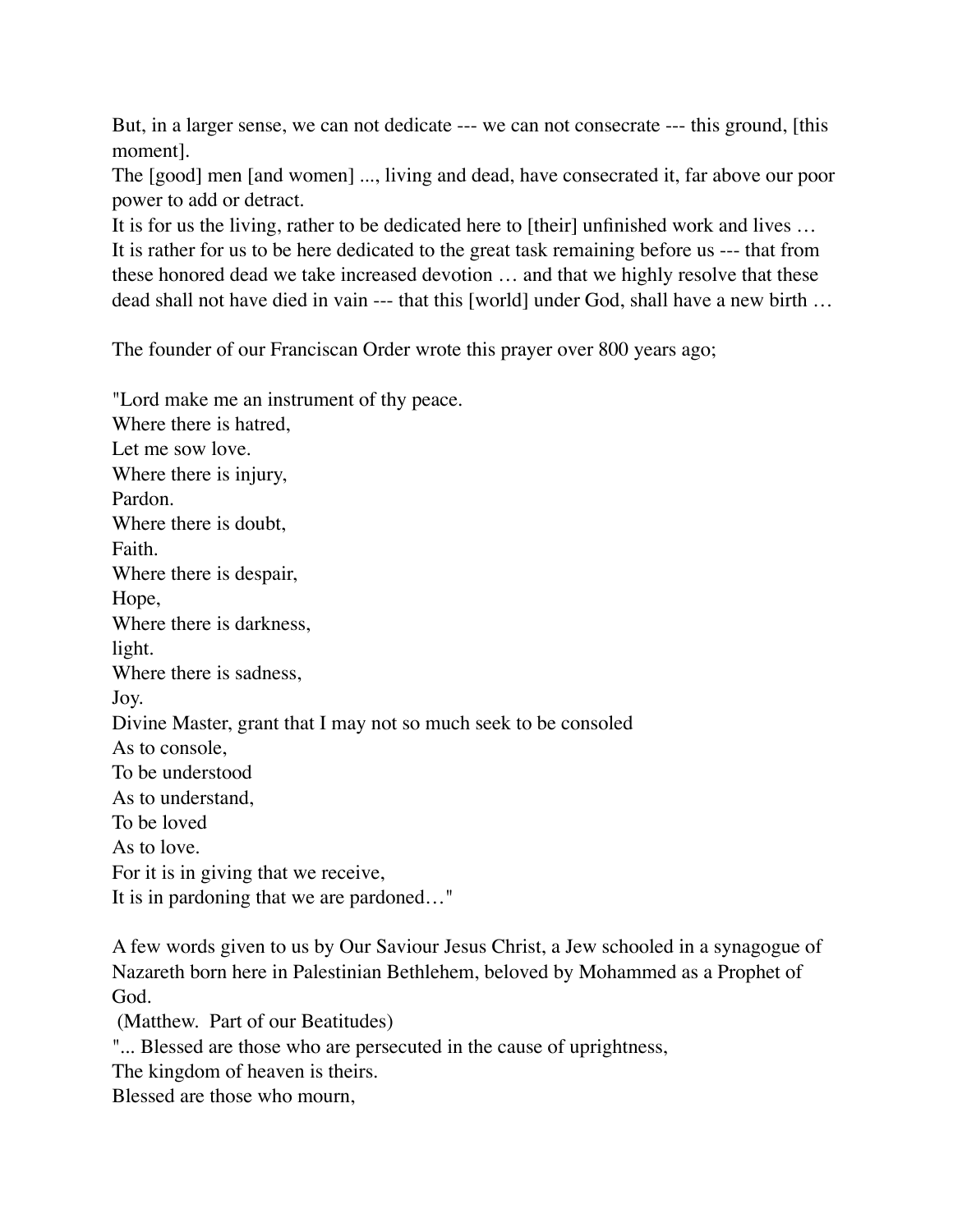But, in a larger sense, we can not dedicate --- we can not consecrate --- this ground, [this moment].
The [good] men [and women] ..., living and dead, have consecrated it, far above our poor power to add or detract.
It is for us the living, rather to be dedicated here to [their] unfinished work and lives …
It is rather for us to be here dedicated to the great task remaining before us --- that from these honored dead we take increased devotion … and that we highly resolve that these dead shall not have died in vain --- that this [world] under God, shall have a new birth …

The founder of our Franciscan Order wrote this prayer over 800 years ago;

"Lord make me an instrument of thy peace.
Where there is hatred,
Let me sow love.
Where there is injury,
Pardon.
Where there is doubt,
Faith.
Where there is despair,
Hope,
Where there is darkness,
light.
Where there is sadness,
Joy.
Divine Master, grant that I may not so much seek to be consoled
As to console,
To be understood
As to understand,
To be loved
As to love.
For it is in giving that we receive,
It is in pardoning that we are pardoned…"

A few words given to us by Our Saviour Jesus Christ, a Jew schooled in a synagogue of Nazareth born here in Palestinian Bethlehem, beloved by Mohammed as a Prophet of God.
(Matthew. Part of our Beatitudes)
"... Blessed are those who are persecuted in the cause of uprightness,
The kingdom of heaven is theirs.
Blessed are those who mourn,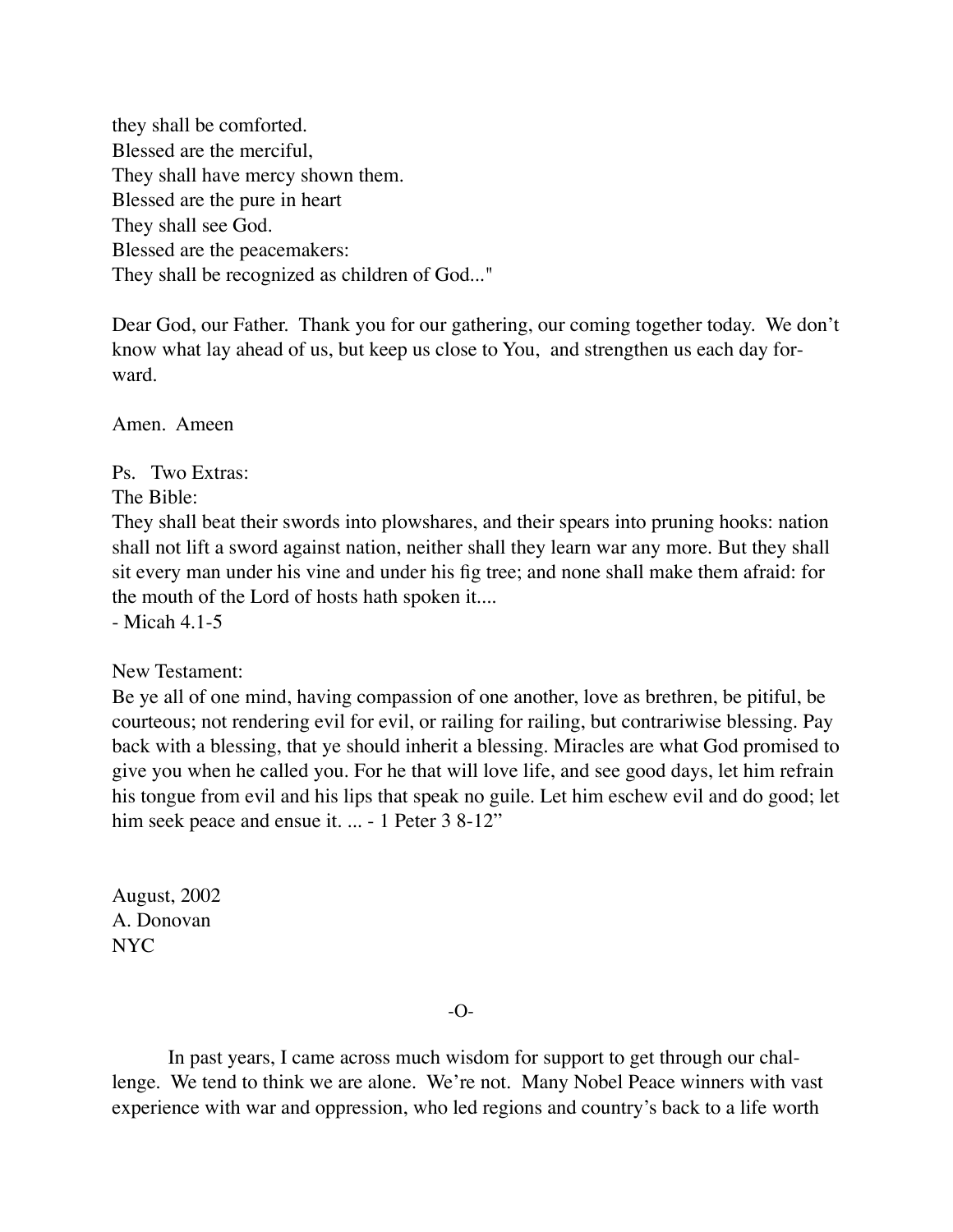they shall be comforted.
Blessed are the merciful,
They shall have mercy shown them.
Blessed are the pure in heart
They shall see God.
Blessed are the peacemakers:
They shall be recognized as children of God..."

Dear God, our Father. Thank you for our gathering, our coming together today. We don't know what lay ahead of us, but keep us close to You, and strengthen us each day forward.

Amen. Ameen

Ps. Two Extras:
The Bible:
They shall beat their swords into plowshares, and their spears into pruning hooks: nation shall not lift a sword against nation, neither shall they learn war any more. But they shall sit every man under his vine and under his fig tree; and none shall make them afraid: for the mouth of the Lord of hosts hath spoken it....
- Micah 4.1-5

New Testament:
Be ye all of one mind, having compassion of one another, love as brethren, be pitiful, be courteous; not rendering evil for evil, or railing for railing, but contrariwise blessing. Pay back with a blessing, that ye should inherit a blessing. Miracles are what God promised to give you when he called you. For he that will love life, and see good days, let him refrain his tongue from evil and his lips that speak no guile. Let him eschew evil and do good; let him seek peace and ensue it. ... - 1 Peter 3 8-12"

August, 2002
A. Donovan
NYC

-O-

In past years, I came across much wisdom for support to get through our challenge. We tend to think we are alone. We're not. Many Nobel Peace winners with vast experience with war and oppression, who led regions and country's back to a life worth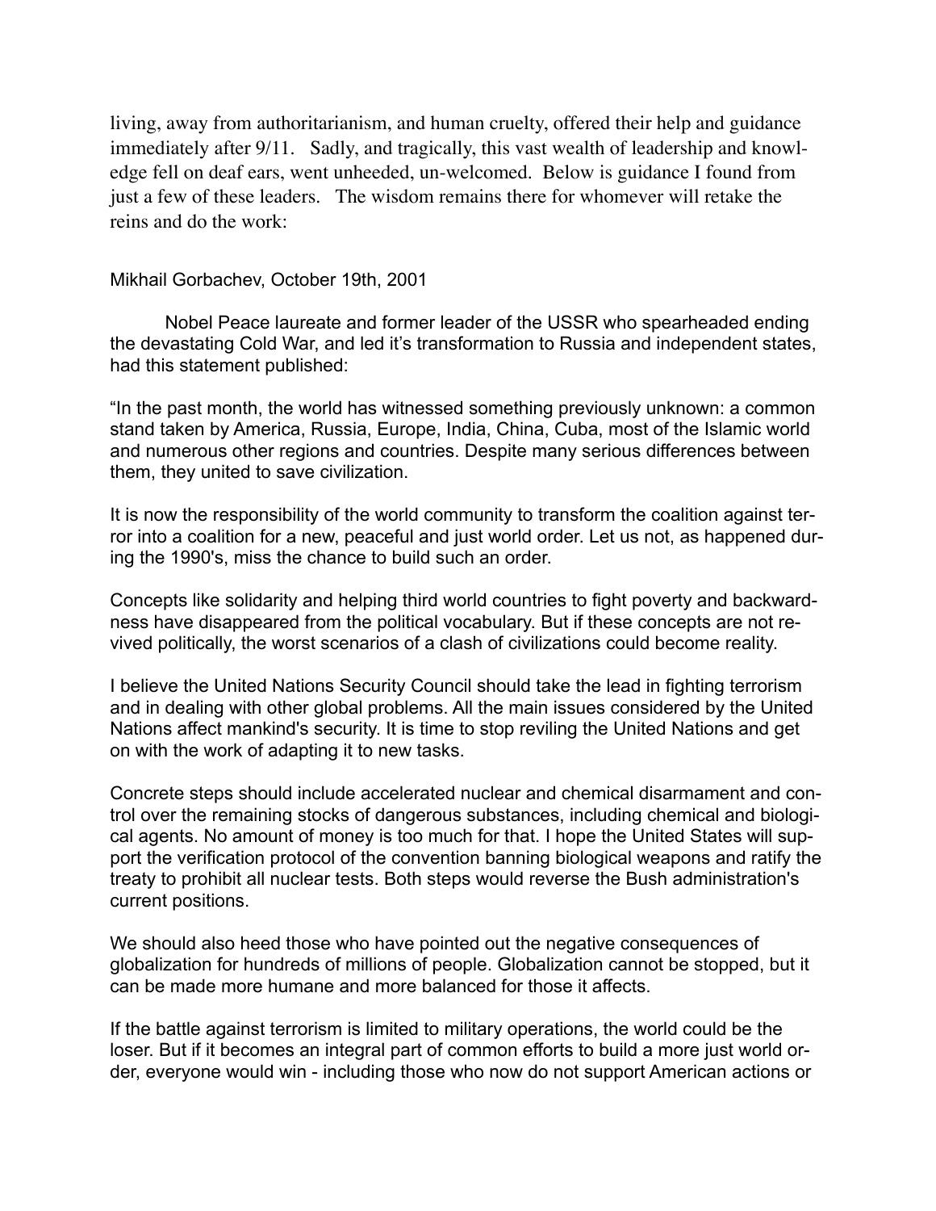living, away from authoritarianism, and human cruelty, offered their help and guidance immediately after 9/11. Sadly, and tragically, this vast wealth of leadership and knowledge fell on deaf ears, went unheeded, un-welcomed. Below is guidance I found from just a few of these leaders. The wisdom remains there for whomever will retake the reins and do the work:

Mikhail Gorbachev, October 19th, 2001

Nobel Peace laureate and former leader of the USSR who spearheaded ending the devastating Cold War, and led it's transformation to Russia and independent states, had this statement published:

"In the past month, the world has witnessed something previously unknown: a common stand taken by America, Russia, Europe, India, China, Cuba, most of the Islamic world and numerous other regions and countries. Despite many serious differences between them, they united to save civilization.

It is now the responsibility of the world community to transform the coalition against terror into a coalition for a new, peaceful and just world order. Let us not, as happened during the 1990's, miss the chance to build such an order.

Concepts like solidarity and helping third world countries to fight poverty and backwardness have disappeared from the political vocabulary. But if these concepts are not revived politically, the worst scenarios of a clash of civilizations could become reality.

I believe the United Nations Security Council should take the lead in fighting terrorism and in dealing with other global problems. All the main issues considered by the United Nations affect mankind's security. It is time to stop reviling the United Nations and get on with the work of adapting it to new tasks.

Concrete steps should include accelerated nuclear and chemical disarmament and control over the remaining stocks of dangerous substances, including chemical and biological agents. No amount of money is too much for that. I hope the United States will support the verification protocol of the convention banning biological weapons and ratify the treaty to prohibit all nuclear tests. Both steps would reverse the Bush administration's current positions.

We should also heed those who have pointed out the negative consequences of globalization for hundreds of millions of people. Globalization cannot be stopped, but it can be made more humane and more balanced for those it affects.

If the battle against terrorism is limited to military operations, the world could be the loser. But if it becomes an integral part of common efforts to build a more just world order, everyone would win - including those who now do not support American actions or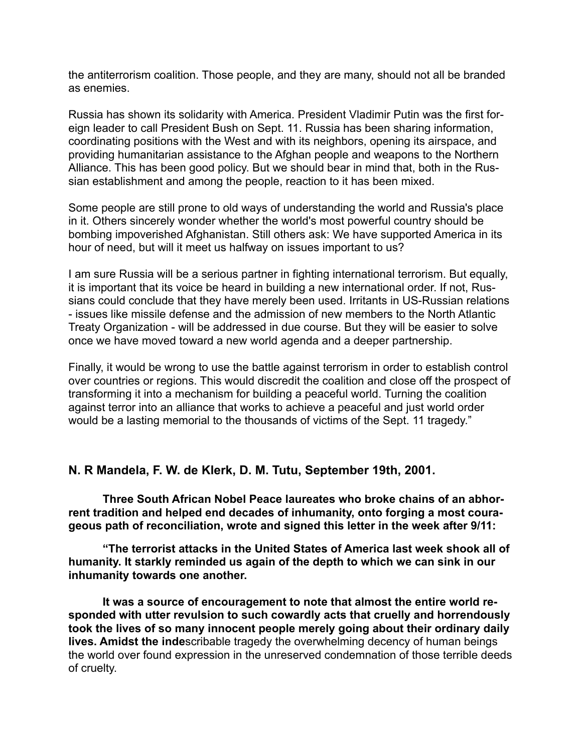the antiterrorism coalition. Those people, and they are many, should not all be branded as enemies.

Russia has shown its solidarity with America. President Vladimir Putin was the first foreign leader to call President Bush on Sept. 11. Russia has been sharing information, coordinating positions with the West and with its neighbors, opening its airspace, and providing humanitarian assistance to the Afghan people and weapons to the Northern Alliance. This has been good policy. But we should bear in mind that, both in the Russian establishment and among the people, reaction to it has been mixed.

Some people are still prone to old ways of understanding the world and Russia's place in it. Others sincerely wonder whether the world's most powerful country should be bombing impoverished Afghanistan. Still others ask: We have supported America in its hour of need, but will it meet us halfway on issues important to us?

I am sure Russia will be a serious partner in fighting international terrorism. But equally, it is important that its voice be heard in building a new international order. If not, Russians could conclude that they have merely been used. Irritants in US-Russian relations - issues like missile defense and the admission of new members to the North Atlantic Treaty Organization - will be addressed in due course. But they will be easier to solve once we have moved toward a new world agenda and a deeper partnership.

Finally, it would be wrong to use the battle against terrorism in order to establish control over countries or regions. This would discredit the coalition and close off the prospect of transforming it into a mechanism for building a peaceful world. Turning the coalition against terror into an alliance that works to achieve a peaceful and just world order would be a lasting memorial to the thousands of victims of the Sept. 11 tragedy."

### N. R Mandela, F. W. de Klerk, D. M. Tutu, September 19th, 2001.

**Three South African Nobel Peace laureates who broke chains of an abhorrent tradition and helped end decades of inhumanity, onto forging a most courageous path of reconciliation, wrote and signed this letter in the week after 9/11:**

**"The terrorist attacks in the United States of America last week shook all of humanity. It starkly reminded us again of the depth to which we can sink in our inhumanity towards one another.**

**It was a source of encouragement to note that almost the entire world responded with utter revulsion to such cowardly acts that cruelly and horrendously took the lives of so many innocent people merely going about their ordinary daily lives. Amidst the inde**scribable tragedy the overwhelming decency of human beings the world over found expression in the unreserved condemnation of those terrible deeds of cruelty.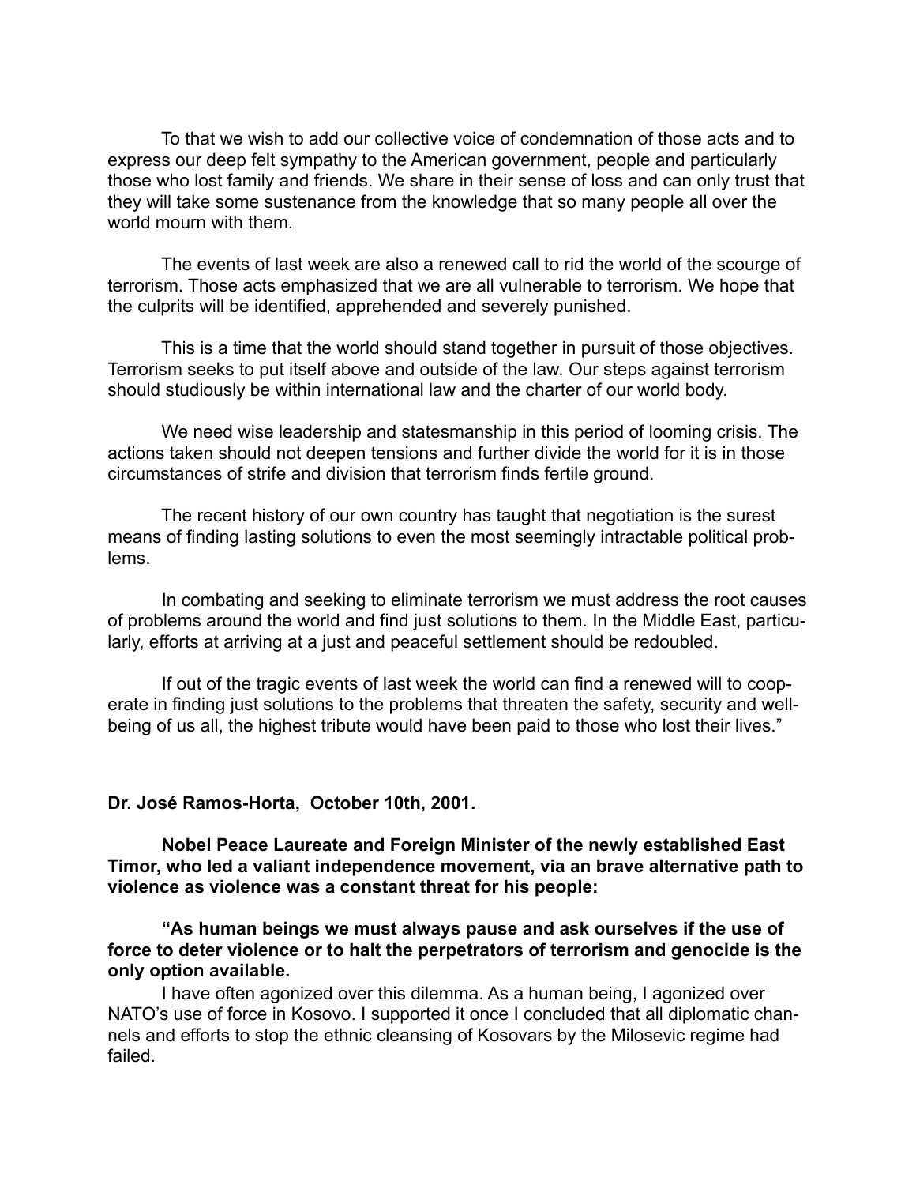To that we wish to add our collective voice of condemnation of those acts and to express our deep felt sympathy to the American government, people and particularly those who lost family and friends. We share in their sense of loss and can only trust that they will take some sustenance from the knowledge that so many people all over the world mourn with them.

The events of last week are also a renewed call to rid the world of the scourge of terrorism. Those acts emphasized that we are all vulnerable to terrorism. We hope that the culprits will be identified, apprehended and severely punished.

This is a time that the world should stand together in pursuit of those objectives. Terrorism seeks to put itself above and outside of the law. Our steps against terrorism should studiously be within international law and the charter of our world body.

We need wise leadership and statesmanship in this period of looming crisis. The actions taken should not deepen tensions and further divide the world for it is in those circumstances of strife and division that terrorism finds fertile ground.

The recent history of our own country has taught that negotiation is the surest means of finding lasting solutions to even the most seemingly intractable political problems.

In combating and seeking to eliminate terrorism we must address the root causes of problems around the world and find just solutions to them. In the Middle East, particularly, efforts at arriving at a just and peaceful settlement should be redoubled.

If out of the tragic events of last week the world can find a renewed will to cooperate in finding just solutions to the problems that threaten the safety, security and well-being of us all, the highest tribute would have been paid to those who lost their lives."

**Dr. José Ramos-Horta, October 10th, 2001.**

**Nobel Peace Laureate and Foreign Minister of the newly established East Timor, who led a valiant independence movement, via an brave alternative path to violence as violence was a constant threat for his people:**

**"As human beings we must always pause and ask ourselves if the use of force to deter violence or to halt the perpetrators of terrorism and genocide is the only option available.**

I have often agonized over this dilemma. As a human being, I agonized over NATO's use of force in Kosovo. I supported it once I concluded that all diplomatic channels and efforts to stop the ethnic cleansing of Kosovars by the Milosevic regime had failed.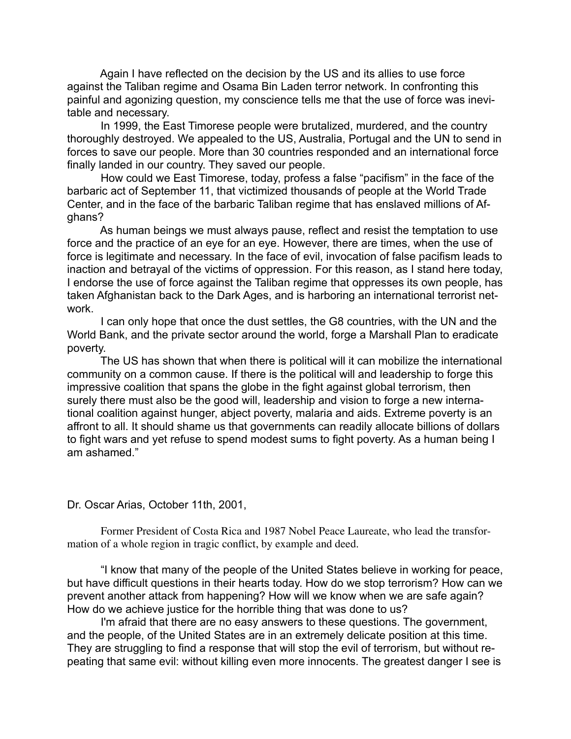Again I have reflected on the decision by the US and its allies to use force against the Taliban regime and Osama Bin Laden terror network. In confronting this painful and agonizing question, my conscience tells me that the use of force was inevitable and necessary.

In 1999, the East Timorese people were brutalized, murdered, and the country thoroughly destroyed. We appealed to the US, Australia, Portugal and the UN to send in forces to save our people. More than 30 countries responded and an international force finally landed in our country. They saved our people.

How could we East Timorese, today, profess a false "pacifism" in the face of the barbaric act of September 11, that victimized thousands of people at the World Trade Center, and in the face of the barbaric Taliban regime that has enslaved millions of Afghans?

As human beings we must always pause, reflect and resist the temptation to use force and the practice of an eye for an eye. However, there are times, when the use of force is legitimate and necessary. In the face of evil, invocation of false pacifism leads to inaction and betrayal of the victims of oppression. For this reason, as I stand here today, I endorse the use of force against the Taliban regime that oppresses its own people, has taken Afghanistan back to the Dark Ages, and is harboring an international terrorist network.

I can only hope that once the dust settles, the G8 countries, with the UN and the World Bank, and the private sector around the world, forge a Marshall Plan to eradicate poverty.

The US has shown that when there is political will it can mobilize the international community on a common cause. If there is the political will and leadership to forge this impressive coalition that spans the globe in the fight against global terrorism, then surely there must also be the good will, leadership and vision to forge a new international coalition against hunger, abject poverty, malaria and aids. Extreme poverty is an affront to all. It should shame us that governments can readily allocate billions of dollars to fight wars and yet refuse to spend modest sums to fight poverty. As a human being I am ashamed."

Dr. Oscar Arias, October 11th, 2001,

Former President of Costa Rica and 1987 Nobel Peace Laureate, who lead the transformation of a whole region in tragic conflict, by example and deed.

"I know that many of the people of the United States believe in working for peace, but have difficult questions in their hearts today. How do we stop terrorism? How can we prevent another attack from happening? How will we know when we are safe again? How do we achieve justice for the horrible thing that was done to us?

I'm afraid that there are no easy answers to these questions. The government, and the people, of the United States are in an extremely delicate position at this time. They are struggling to find a response that will stop the evil of terrorism, but without repeating that same evil: without killing even more innocents. The greatest danger I see is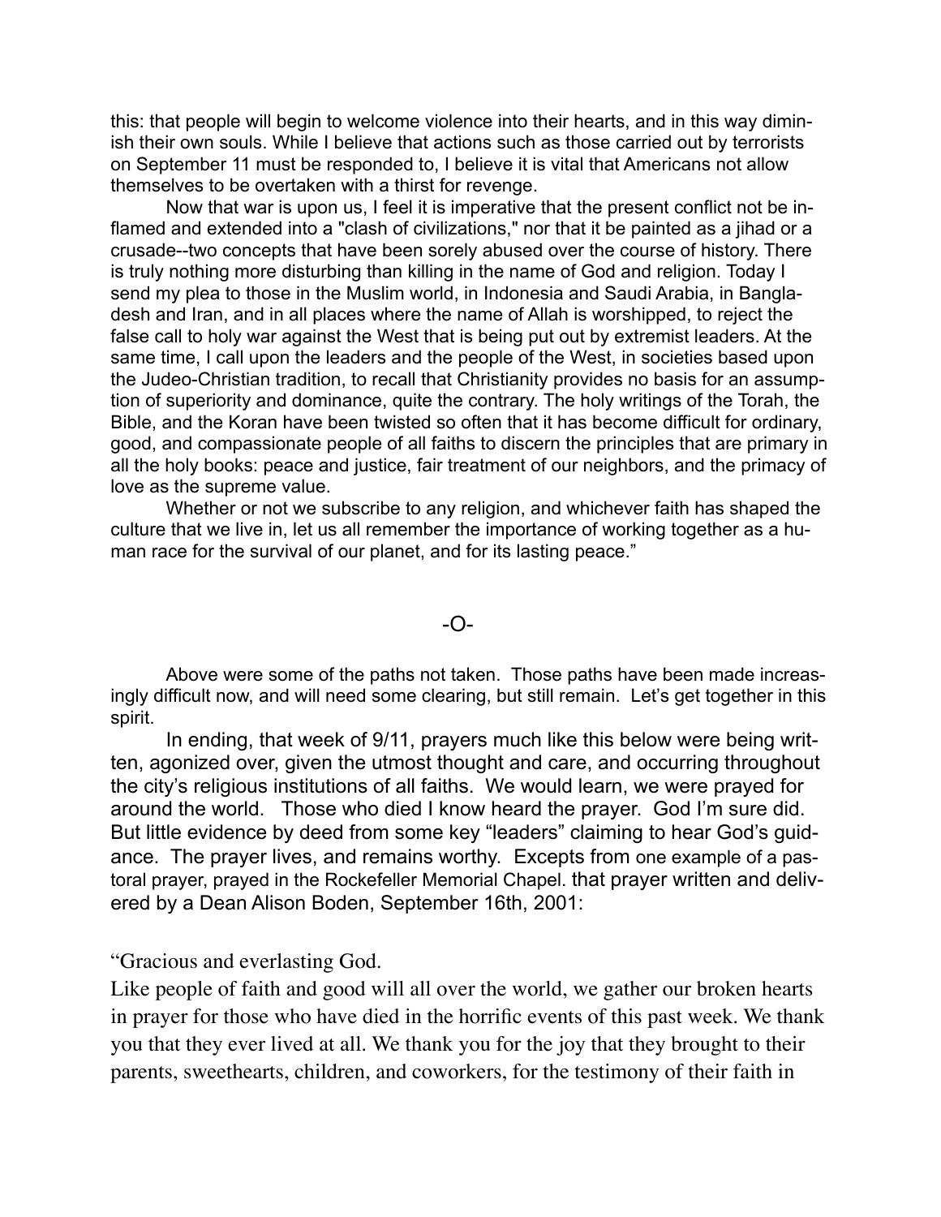this: that people will begin to welcome violence into their hearts, and in this way diminish their own souls. While I believe that actions such as those carried out by terrorists on September 11 must be responded to, I believe it is vital that Americans not allow themselves to be overtaken with a thirst for revenge.

Now that war is upon us, I feel it is imperative that the present conflict not be inflamed and extended into a "clash of civilizations," nor that it be painted as a jihad or a crusade--two concepts that have been sorely abused over the course of history. There is truly nothing more disturbing than killing in the name of God and religion. Today I send my plea to those in the Muslim world, in Indonesia and Saudi Arabia, in Bangladesh and Iran, and in all places where the name of Allah is worshipped, to reject the false call to holy war against the West that is being put out by extremist leaders. At the same time, I call upon the leaders and the people of the West, in societies based upon the Judeo-Christian tradition, to recall that Christianity provides no basis for an assumption of superiority and dominance, quite the contrary. The holy writings of the Torah, the Bible, and the Koran have been twisted so often that it has become difficult for ordinary, good, and compassionate people of all faiths to discern the principles that are primary in all the holy books: peace and justice, fair treatment of our neighbors, and the primacy of love as the supreme value.

Whether or not we subscribe to any religion, and whichever faith has shaped the culture that we live in, let us all remember the importance of working together as a human race for the survival of our planet, and for its lasting peace."

-O-

Above were some of the paths not taken. Those paths have been made increasingly difficult now, and will need some clearing, but still remain. Let's get together in this spirit.

In ending, that week of 9/11, prayers much like this below were being written, agonized over, given the utmost thought and care, and occurring throughout the city's religious institutions of all faiths. We would learn, we were prayed for around the world. Those who died I know heard the prayer. God I'm sure did. But little evidence by deed from some key "leaders" claiming to hear God's guidance. The prayer lives, and remains worthy. Excepts from one example of a pastoral prayer, prayed in the Rockefeller Memorial Chapel. that prayer written and delivered by a Dean Alison Boden, September 16th, 2001:

"Gracious and everlasting God.
Like people of faith and good will all over the world, we gather our broken hearts in prayer for those who have died in the horrific events of this past week. We thank you that they ever lived at all. We thank you for the joy that they brought to their parents, sweethearts, children, and coworkers, for the testimony of their faith in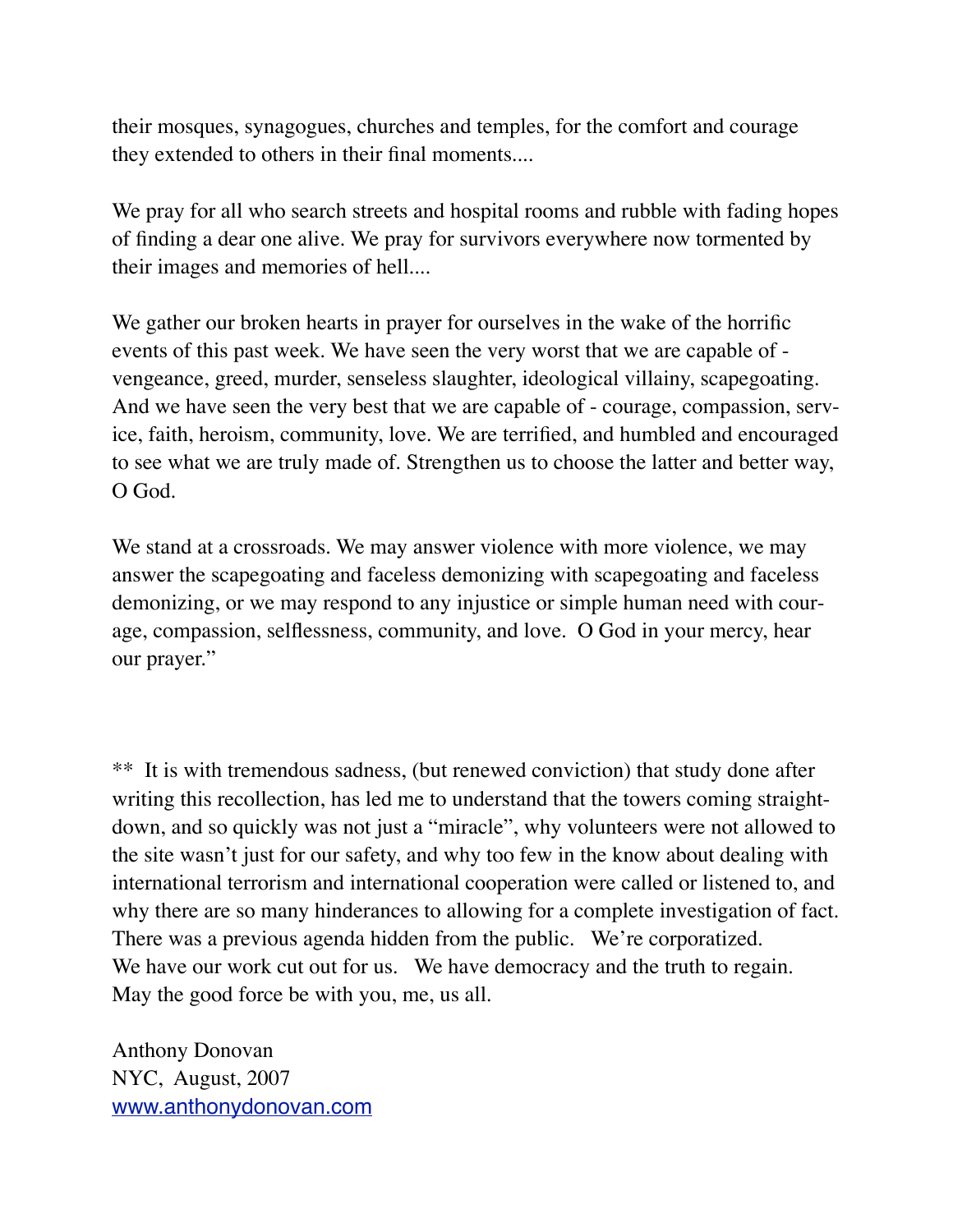their mosques, synagogues, churches and temples, for the comfort and courage they extended to others in their final moments....

We pray for all who search streets and hospital rooms and rubble with fading hopes of finding a dear one alive. We pray for survivors everywhere now tormented by their images and memories of hell....

We gather our broken hearts in prayer for ourselves in the wake of the horrific events of this past week. We have seen the very worst that we are capable of - vengeance, greed, murder, senseless slaughter, ideological villainy, scapegoating. And we have seen the very best that we are capable of - courage, compassion, service, faith, heroism, community, love. We are terrified, and humbled and encouraged to see what we are truly made of. Strengthen us to choose the latter and better way, O God.

We stand at a crossroads. We may answer violence with more violence, we may answer the scapegoating and faceless demonizing with scapegoating and faceless demonizing, or we may respond to any injustice or simple human need with courage, compassion, selflessness, community, and love. O God in your mercy, hear our prayer."

** It is with tremendous sadness, (but renewed conviction) that study done after writing this recollection, has led me to understand that the towers coming straight-down, and so quickly was not just a "miracle", why volunteers were not allowed to the site wasn't just for our safety, and why too few in the know about dealing with international terrorism and international cooperation were called or listened to, and why there are so many hinderances to allowing for a complete investigation of fact. There was a previous agenda hidden from the public. We're corporatized. We have our work cut out for us. We have democracy and the truth to regain. May the good force be with you, me, us all.

Anthony Donovan
NYC, August, 2007
[www.anthonydonovan.com](http://www.anthonydonovan.com)